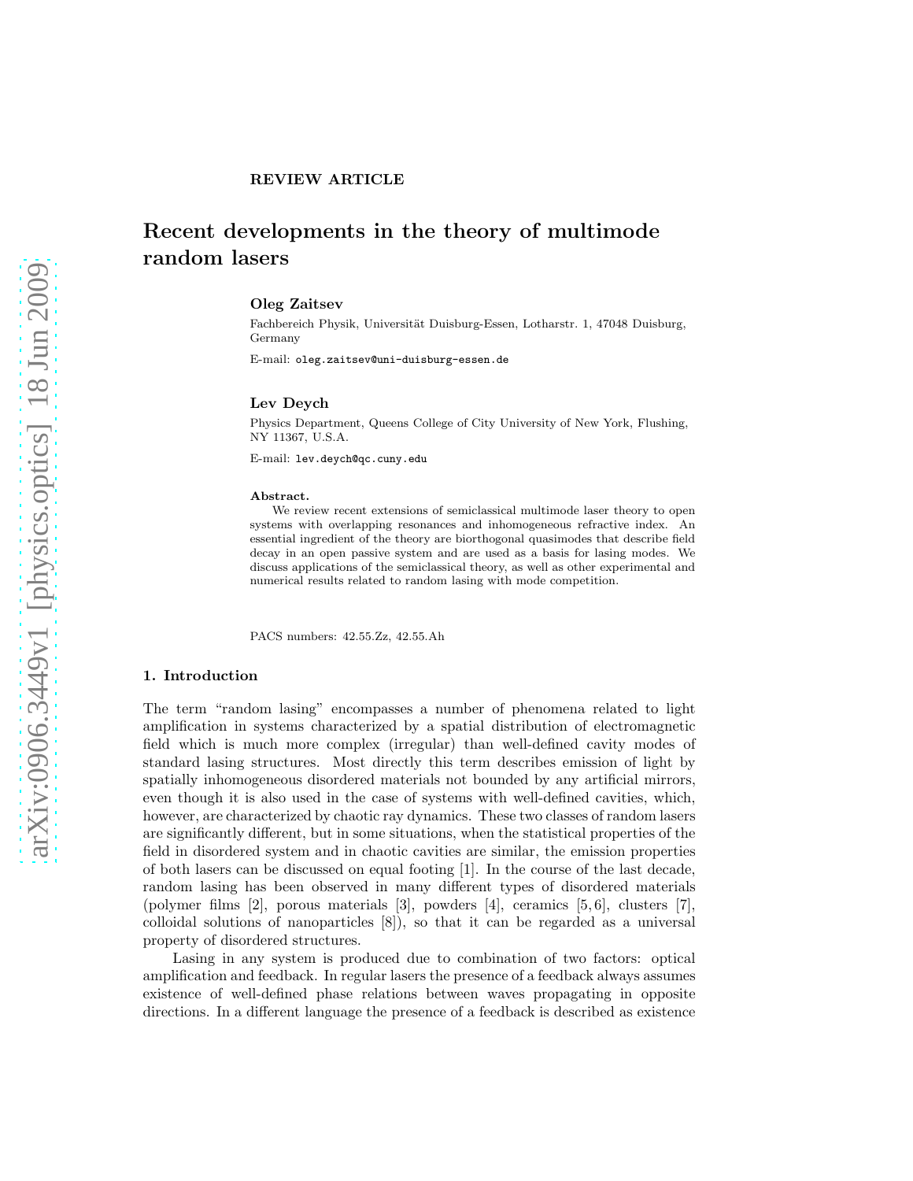**REVIEW ARTICLE**

# Recent developments in the theory of multimode random lasers

**Oleg Zaitsev**

Fachbereich Physik, Universität Duisburg-Essen, Lotharstr. 1, 47048 Duisburg, Germany

E-mail: oleg.zaitsev@uni-duisburg-essen.de

**Lev Deych**

Physics Department, Queens College of City University of New York, Flushing, NY 11367, U.S.A.

E-mail: lev.deych@qc.cuny.edu

**Abstract.** We review recent extensions of semiclassical multimode laser theory to open systems with overlapping resonances and inhomogeneous refractive index. An essential ingredient of the theory are biorthogonal quasimodes that describe field decay in an open passive system and are used as a basis for lasing modes. We discuss applications of the semiclassical theory, as well as other experimental and numerical results related to random lasing with mode competition.

PACS numbers: 42.55.Zz, 42.55.Ah

## 1. Introduction

The term "random lasing" encompasses a number of phenomena related to light amplification in systems characterized by a spatial distribution of electromagnetic field which is much more complex (irregular) than well-defined cavity modes of standard lasing structures. Most directly this term describes emission of light by spatially inhomogeneous disordered materials not bounded by any artificial mirrors, even though it is also used in the case of systems with well-defined cavities, which, however, are characterized by chaotic ray dynamics. These two classes of random lasers are significantly different, but in some situations, when the statistical properties of the field in disordered system and in chaotic cavities are similar, the emission properties of both lasers can be discussed on equal footing [1]. In the course of the last decade, random lasing has been observed in many different types of disordered materials (polymer films [2], porous materials [3], powders [4], ceramics [5, 6], clusters [7], colloidal solutions of nanoparticles [8]), so that it can be regarded as a universal property of disordered structures.

Lasing in any system is produced due to combination of two factors: optical amplification and feedback. In regular lasers the presence of a feedback always assumes existence of well-defined phase relations between waves propagating in opposite directions. In a different language the presence of a feedback is described as existence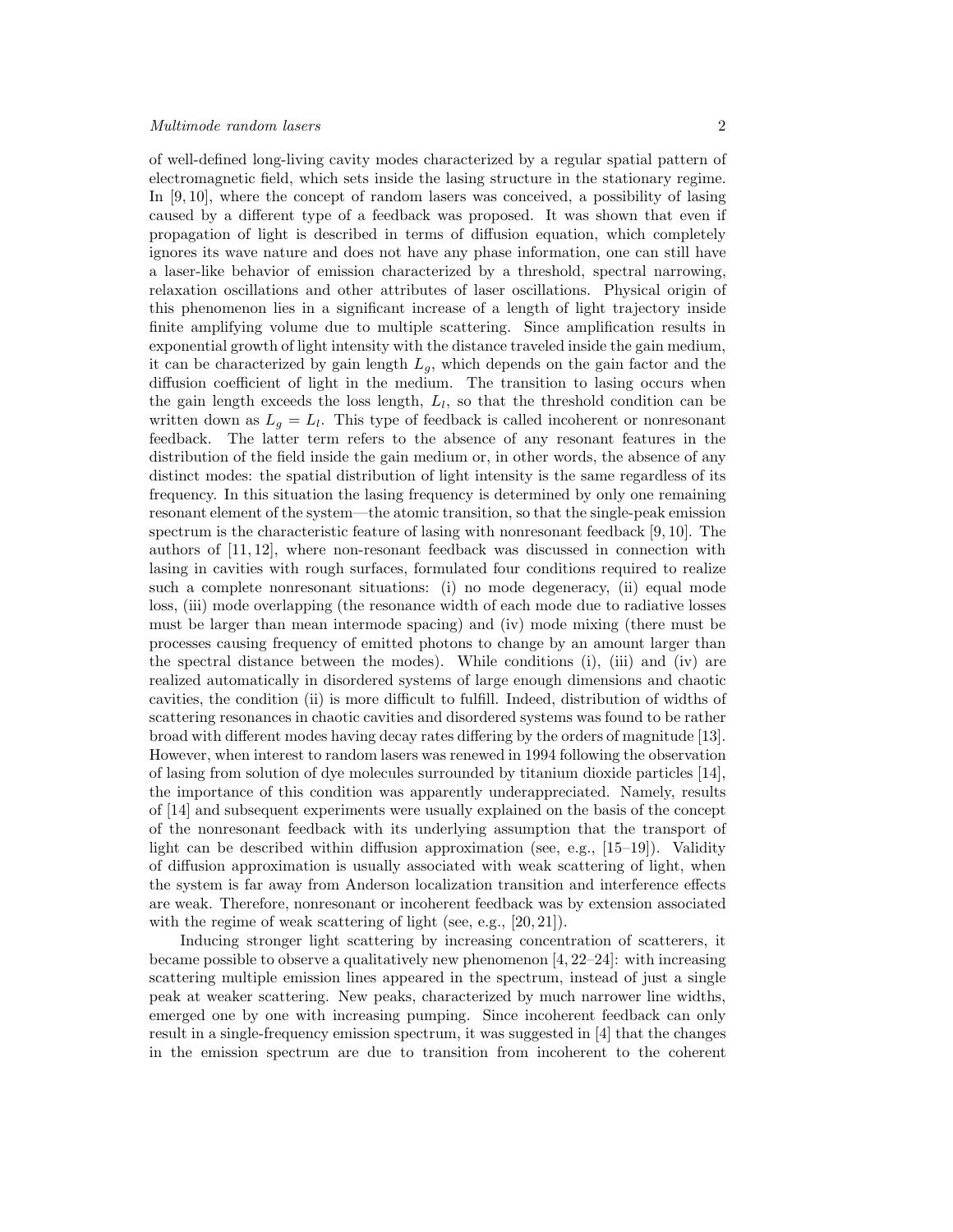of well-defined long-living cavity modes characterized by a regular spatial pattern of electromagnetic field, which sets inside the lasing structure in the stationary regime. In [9, 10], where the concept of random lasers was conceived, a possibility of lasing caused by a different type of a feedback was proposed. It was shown that even if propagation of light is described in terms of diffusion equation, which completely ignores its wave nature and does not have any phase information, one can still have a laser-like behavior of emission characterized by a threshold, spectral narrowing, relaxation oscillations and other attributes of laser oscillations. Physical origin of this phenomenon lies in a significant increase of a length of light trajectory inside finite amplifying volume due to multiple scattering. Since amplification results in exponential growth of light intensity with the distance traveled inside the gain medium, it can be characterized by gain length $L_g$, which depends on the gain factor and the diffusion coefficient of light in the medium. The transition to lasing occurs when the gain length exceeds the loss length, $L_l$, so that the threshold condition can be written down as $L_g = L_l$. This type of feedback is called incoherent or nonresonant feedback. The latter term refers to the absence of any resonant features in the distribution of the field inside the gain medium or, in other words, the absence of any distinct modes: the spatial distribution of light intensity is the same regardless of its frequency. In this situation the lasing frequency is determined by only one remaining resonant element of the system—the atomic transition, so that the single-peak emission spectrum is the characteristic feature of lasing with nonresonant feedback [9, 10]. The authors of [11, 12], where non-resonant feedback was discussed in connection with lasing in cavities with rough surfaces, formulated four conditions required to realize such a complete nonresonant situations: (i) no mode degeneracy, (ii) equal mode loss, (iii) mode overlapping (the resonance width of each mode due to radiative losses must be larger than mean intermode spacing) and (iv) mode mixing (there must be processes causing frequency of emitted photons to change by an amount larger than the spectral distance between the modes). While conditions (i), (iii) and (iv) are realized automatically in disordered systems of large enough dimensions and chaotic cavities, the condition (ii) is more difficult to fulfill. Indeed, distribution of widths of scattering resonances in chaotic cavities and disordered systems was found to be rather broad with different modes having decay rates differing by the orders of magnitude [13]. However, when interest to random lasers was renewed in 1994 following the observation of lasing from solution of dye molecules surrounded by titanium dioxide particles [14], the importance of this condition was apparently underappreciated. Namely, results of [14] and subsequent experiments were usually explained on the basis of the concept of the nonresonant feedback with its underlying assumption that the transport of light can be described within diffusion approximation (see, e.g., [15–19]). Validity of diffusion approximation is usually associated with weak scattering of light, when the system is far away from Anderson localization transition and interference effects are weak. Therefore, nonresonant or incoherent feedback was by extension associated with the regime of weak scattering of light (see, e.g., [20, 21]).

Inducing stronger light scattering by increasing concentration of scatterers, it became possible to observe a qualitatively new phenomenon [4, 22–24]: with increasing scattering multiple emission lines appeared in the spectrum, instead of just a single peak at weaker scattering. New peaks, characterized by much narrower line widths, emerged one by one with increasing pumping. Since incoherent feedback can only result in a single-frequency emission spectrum, it was suggested in [4] that the changes in the emission spectrum are due to transition from incoherent to the coherent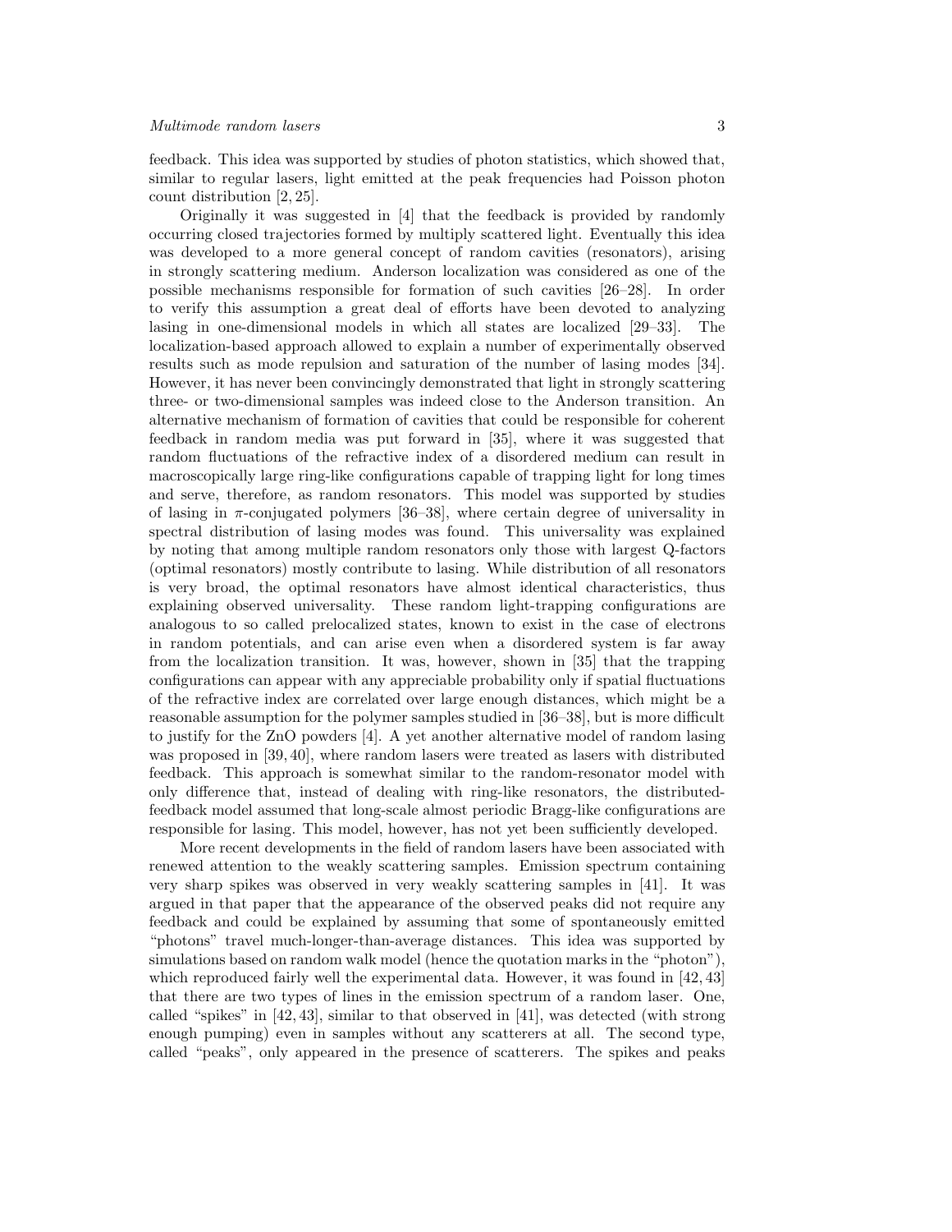feedback. This idea was supported by studies of photon statistics, which showed that, similar to regular lasers, light emitted at the peak frequencies had Poisson photon count distribution [2, 25].

Originally it was suggested in [4] that the feedback is provided by randomly occurring closed trajectories formed by multiply scattered light. Eventually this idea was developed to a more general concept of random cavities (resonators), arising in strongly scattering medium. Anderson localization was considered as one of the possible mechanisms responsible for formation of such cavities [26–28]. In order to verify this assumption a great deal of efforts have been devoted to analyzing lasing in one-dimensional models in which all states are localized [29–33]. The localization-based approach allowed to explain a number of experimentally observed results such as mode repulsion and saturation of the number of lasing modes [34]. However, it has never been convincingly demonstrated that light in strongly scattering three- or two-dimensional samples was indeed close to the Anderson transition. An alternative mechanism of formation of cavities that could be responsible for coherent feedback in random media was put forward in [35], where it was suggested that random fluctuations of the refractive index of a disordered medium can result in macroscopically large ring-like configurations capable of trapping light for long times and serve, therefore, as random resonators. This model was supported by studies of lasing in $\pi$-conjugated polymers [36–38], where certain degree of universality in spectral distribution of lasing modes was found. This universality was explained by noting that among multiple random resonators only those with largest Q-factors (optimal resonators) mostly contribute to lasing. While distribution of all resonators is very broad, the optimal resonators have almost identical characteristics, thus explaining observed universality. These random light-trapping configurations are analogous to so called prelocalized states, known to exist in the case of electrons in random potentials, and can arise even when a disordered system is far away from the localization transition. It was, however, shown in [35] that the trapping configurations can appear with any appreciable probability only if spatial fluctuations of the refractive index are correlated over large enough distances, which might be a reasonable assumption for the polymer samples studied in [36–38], but is more difficult to justify for the ZnO powders [4]. A yet another alternative model of random lasing was proposed in [39, 40], where random lasers were treated as lasers with distributed feedback. This approach is somewhat similar to the random-resonator model with only difference that, instead of dealing with ring-like resonators, the distributed-feedback model assumed that long-scale almost periodic Bragg-like configurations are responsible for lasing. This model, however, has not yet been sufficiently developed.

More recent developments in the field of random lasers have been associated with renewed attention to the weakly scattering samples. Emission spectrum containing very sharp spikes was observed in very weakly scattering samples in [41]. It was argued in that paper that the appearance of the observed peaks did not require any feedback and could be explained by assuming that some of spontaneously emitted "photons" travel much-longer-than-average distances. This idea was supported by simulations based on random walk model (hence the quotation marks in the "photon"), which reproduced fairly well the experimental data. However, it was found in [42, 43] that there are two types of lines in the emission spectrum of a random laser. One, called "spikes" in [42, 43], similar to that observed in [41], was detected (with strong enough pumping) even in samples without any scatterers at all. The second type, called "peaks", only appeared in the presence of scatterers. The spikes and peaks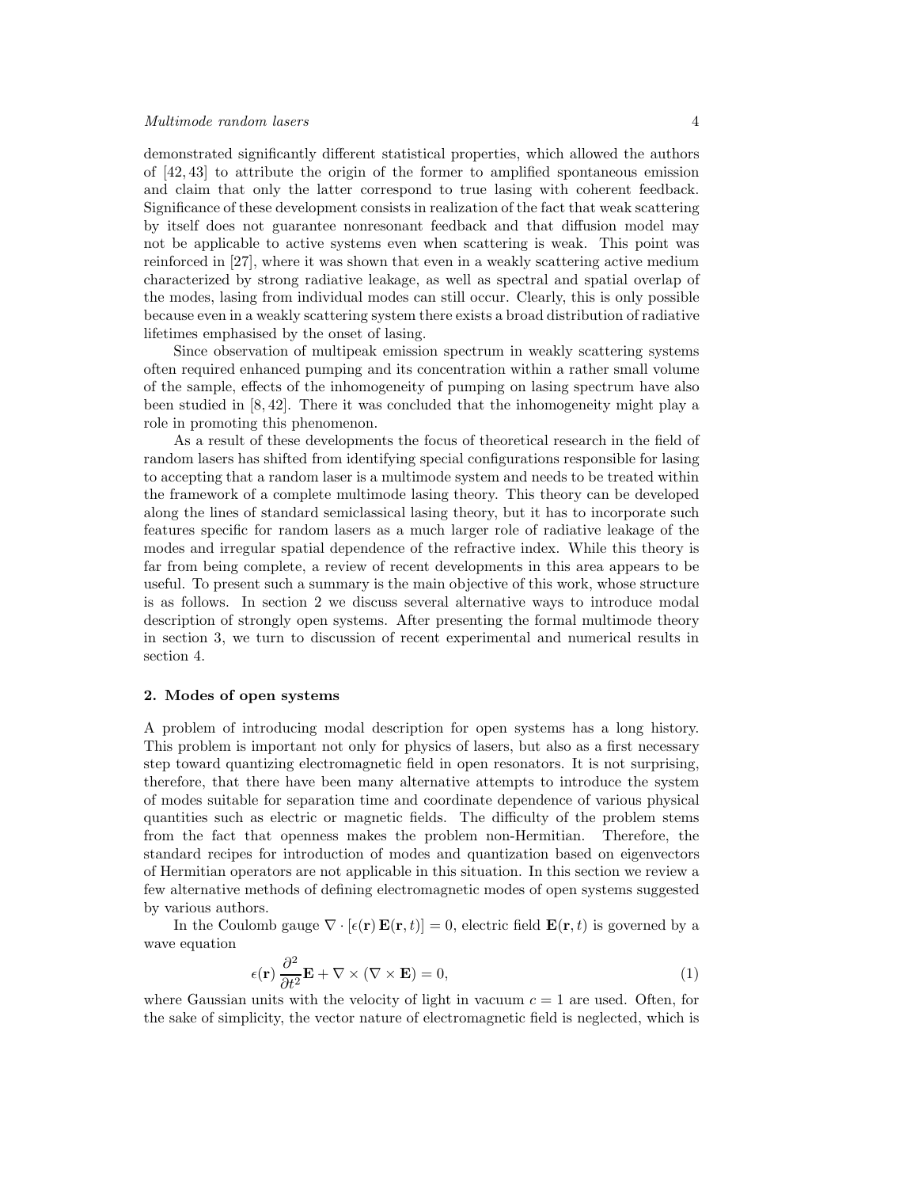demonstrated significantly different statistical properties, which allowed the authors of [42, 43] to attribute the origin of the former to amplified spontaneous emission and claim that only the latter correspond to true lasing with coherent feedback. Significance of these development consists in realization of the fact that weak scattering by itself does not guarantee nonresonant feedback and that diffusion model may not be applicable to active systems even when scattering is weak. This point was reinforced in [27], where it was shown that even in a weakly scattering active medium characterized by strong radiative leakage, as well as spectral and spatial overlap of the modes, lasing from individual modes can still occur. Clearly, this is only possible because even in a weakly scattering system there exists a broad distribution of radiative lifetimes emphasised by the onset of lasing.

Since observation of multipeak emission spectrum in weakly scattering systems often required enhanced pumping and its concentration within a rather small volume of the sample, effects of the inhomogeneity of pumping on lasing spectrum have also been studied in [8, 42]. There it was concluded that the inhomogeneity might play a role in promoting this phenomenon.

As a result of these developments the focus of theoretical research in the field of random lasers has shifted from identifying special configurations responsible for lasing to accepting that a random laser is a multimode system and needs to be treated within the framework of a complete multimode lasing theory. This theory can be developed along the lines of standard semiclassical lasing theory, but it has to incorporate such features specific for random lasers as a much larger role of radiative leakage of the modes and irregular spatial dependence of the refractive index. While this theory is far from being complete, a review of recent developments in this area appears to be useful. To present such a summary is the main objective of this work, whose structure is as follows. In section 2 we discuss several alternative ways to introduce modal description of strongly open systems. After presenting the formal multimode theory in section 3, we turn to discussion of recent experimental and numerical results in section 4.

## 2. Modes of open systems

A problem of introducing modal description for open systems has a long history. This problem is important not only for physics of lasers, but also as a first necessary step toward quantizing electromagnetic field in open resonators. It is not surprising, therefore, that there have been many alternative attempts to introduce the system of modes suitable for separation time and coordinate dependence of various physical quantities such as electric or magnetic fields. The difficulty of the problem stems from the fact that openness makes the problem non-Hermitian. Therefore, the standard recipes for introduction of modes and quantization based on eigenvectors of Hermitian operators are not applicable in this situation. In this section we review a few alternative methods of defining electromagnetic modes of open systems suggested by various authors.

In the Coulomb gauge $\nabla \cdot [\epsilon(\mathbf{r})\,\mathbf{E}(\mathbf{r},t)] = 0$, electric field $\mathbf{E}(\mathbf{r},t)$ is governed by a wave equation

$$\epsilon(\mathbf{r})\,\frac{\partial^2}{\partial t^2}\mathbf{E} + \nabla \times (\nabla \times \mathbf{E}) = 0, \tag{1}$$

where Gaussian units with the velocity of light in vacuum $c = 1$ are used. Often, for the sake of simplicity, the vector nature of electromagnetic field is neglected, which is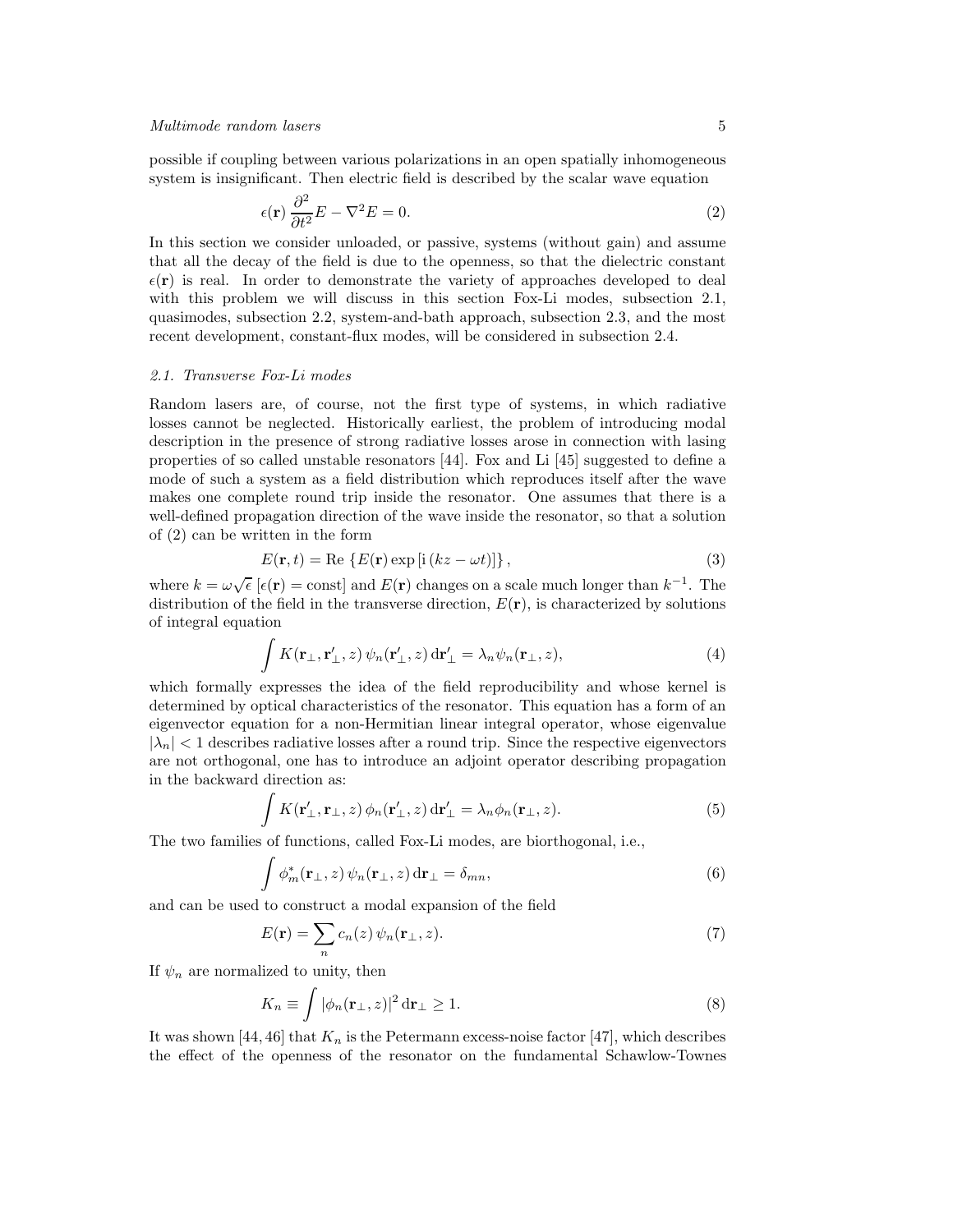possible if coupling between various polarizations in an open spatially inhomogeneous system is insignificant. Then electric field is described by the scalar wave equation

$$\epsilon(\mathbf{r})\,\frac{\partial^2}{\partial t^2}E - \nabla^2 E = 0. \tag{2}$$

In this section we consider unloaded, or passive, systems (without gain) and assume that all the decay of the field is due to the openness, so that the dielectric constant $\epsilon(\mathbf{r})$ is real. In order to demonstrate the variety of approaches developed to deal with this problem we will discuss in this section Fox-Li modes, subsection 2.1, quasimodes, subsection 2.2, system-and-bath approach, subsection 2.3, and the most recent development, constant-flux modes, will be considered in subsection 2.4.

### *2.1. Transverse Fox-Li modes*

Random lasers are, of course, not the first type of systems, in which radiative losses cannot be neglected. Historically earliest, the problem of introducing modal description in the presence of strong radiative losses arose in connection with lasing properties of so called unstable resonators [44]. Fox and Li [45] suggested to define a mode of such a system as a field distribution which reproduces itself after the wave makes one complete round trip inside the resonator. One assumes that there is a well-defined propagation direction of the wave inside the resonator, so that a solution of (2) can be written in the form

$$E(\mathbf{r},t) = \mathrm{Re}\,\left\{E(\mathbf{r})\exp\left[\mathrm{i}\,(kz-\omega t)\right]\right\}, \tag{3}$$

where $k=\omega\sqrt{\epsilon}$ $[\epsilon(\mathbf{r}) = \mathrm{const}]$ and $E(\mathbf{r})$ changes on a scale much longer than $k^{-1}$. The distribution of the field in the transverse direction, $E(\mathbf{r})$, is characterized by solutions of integral equation

$$\int K(\mathbf{r}_\perp,\mathbf{r}'_\perp,z)\,\psi_n(\mathbf{r}'_\perp,z)\,\mathrm{d}\mathbf{r}'_\perp = \lambda_n\psi_n(\mathbf{r}_\perp,z), \tag{4}$$

which formally expresses the idea of the field reproducibility and whose kernel is determined by optical characteristics of the resonator. This equation has a form of an eigenvector equation for a non-Hermitian linear integral operator, whose eigenvalue $|\lambda_n| < 1$ describes radiative losses after a round trip. Since the respective eigenvectors are not orthogonal, one has to introduce an adjoint operator describing propagation in the backward direction as:

$$\int K(\mathbf{r}'_\perp,\mathbf{r}_\perp,z)\,\phi_n(\mathbf{r}'_\perp,z)\,\mathrm{d}\mathbf{r}'_\perp = \lambda_n\phi_n(\mathbf{r}_\perp,z). \tag{5}$$

The two families of functions, called Fox-Li modes, are biorthogonal, i.e.,

$$\int \phi^*_m(\mathbf{r}_\perp,z)\,\psi_n(\mathbf{r}_\perp,z)\,\mathrm{d}\mathbf{r}_\perp = \delta_{mn}, \tag{6}$$

and can be used to construct a modal expansion of the field

$$E(\mathbf{r}) = \sum_n c_n(z)\,\psi_n(\mathbf{r}_\perp,z). \tag{7}$$

If $\psi_n$ are normalized to unity, then

$$K_n \equiv \int |\phi_n(\mathbf{r}_\perp,z)|^2\,\mathrm{d}\mathbf{r}_\perp \geq 1. \tag{8}$$

It was shown [44, 46] that $K_n$ is the Petermann excess-noise factor [47], which describes the effect of the openness of the resonator on the fundamental Schawlow-Townes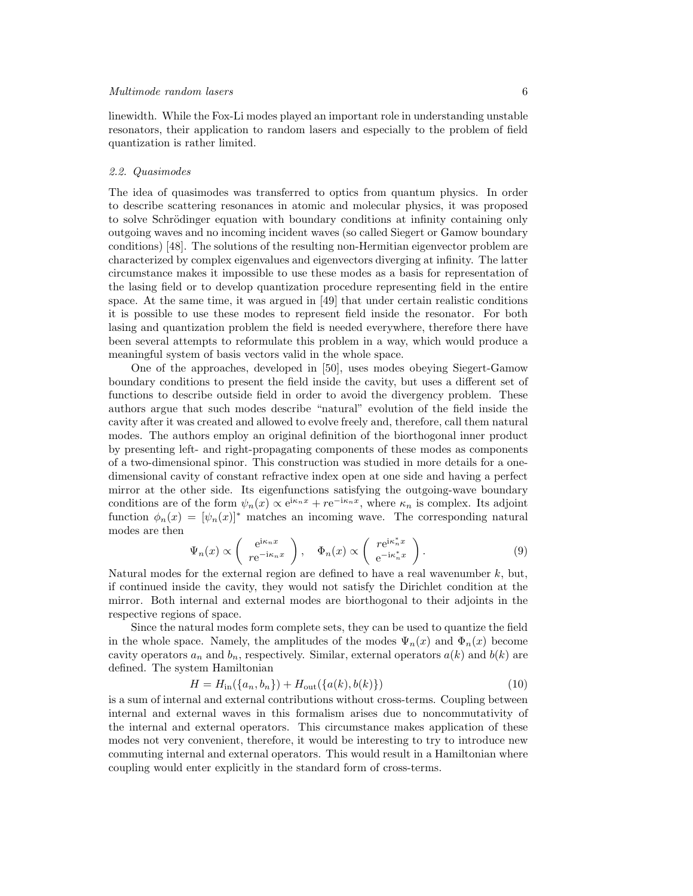linewidth. While the Fox-Li modes played an important role in understanding unstable resonators, their application to random lasers and especially to the problem of field quantization is rather limited.

### *2.2. Quasimodes*

The idea of quasimodes was transferred to optics from quantum physics. In order to describe scattering resonances in atomic and molecular physics, it was proposed to solve Schrödinger equation with boundary conditions at infinity containing only outgoing waves and no incoming incident waves (so called Siegert or Gamow boundary conditions) [48]. The solutions of the resulting non-Hermitian eigenvector problem are characterized by complex eigenvalues and eigenvectors diverging at infinity. The latter circumstance makes it impossible to use these modes as a basis for representation of the lasing field or to develop quantization procedure representing field in the entire space. At the same time, it was argued in [49] that under certain realistic conditions it is possible to use these modes to represent field inside the resonator. For both lasing and quantization problem the field is needed everywhere, therefore there have been several attempts to reformulate this problem in a way, which would produce a meaningful system of basis vectors valid in the whole space.

One of the approaches, developed in [50], uses modes obeying Siegert-Gamow boundary conditions to present the field inside the cavity, but uses a different set of functions to describe outside field in order to avoid the divergency problem. These authors argue that such modes describe "natural" evolution of the field inside the cavity after it was created and allowed to evolve freely and, therefore, call them natural modes. The authors employ an original definition of the biorthogonal inner product by presenting left- and right-propagating components of these modes as components of a two-dimensional spinor. This construction was studied in more details for a one-dimensional cavity of constant refractive index open at one side and having a perfect mirror at the other side. Its eigenfunctions satisfying the outgoing-wave boundary conditions are of the form $\psi_n(x) \propto \mathrm{e}^{\mathrm{i}\kappa_n x} + r\mathrm{e}^{-\mathrm{i}\kappa_n x}$, where $\kappa_n$ is complex. Its adjoint function $\phi_n(x) = [\psi_n(x)]^*$ matches an incoming wave. The corresponding natural modes are then

$$\Psi_n(x) \propto \begin{pmatrix} \mathrm{e}^{\mathrm{i}\kappa_n x} \\ r\mathrm{e}^{-\mathrm{i}\kappa_n x} \end{pmatrix}, \quad \Phi_n(x) \propto \begin{pmatrix} r\mathrm{e}^{\mathrm{i}\kappa_n^* x} \\ \mathrm{e}^{-\mathrm{i}\kappa_n^* x} \end{pmatrix}. \tag{9}$$

Natural modes for the external region are defined to have a real wavenumber $k$, but, if continued inside the cavity, they would not satisfy the Dirichlet condition at the mirror. Both internal and external modes are biorthogonal to their adjoints in the respective regions of space.

Since the natural modes form complete sets, they can be used to quantize the field in the whole space. Namely, the amplitudes of the modes $\Psi_n(x)$ and $\Phi_n(x)$ become cavity operators $a_n$ and $b_n$, respectively. Similar, external operators $a(k)$ and $b(k)$ are defined. The system Hamiltonian

$$H = H_{\mathrm{in}}(\{a_n, b_n\}) + H_{\mathrm{out}}(\{a(k), b(k)\}) \tag{10}$$

is a sum of internal and external contributions without cross-terms. Coupling between internal and external waves in this formalism arises due to noncommutativity of the internal and external operators. This circumstance makes application of these modes not very convenient, therefore, it would be interesting to try to introduce new commuting internal and external operators. This would result in a Hamiltonian where coupling would enter explicitly in the standard form of cross-terms.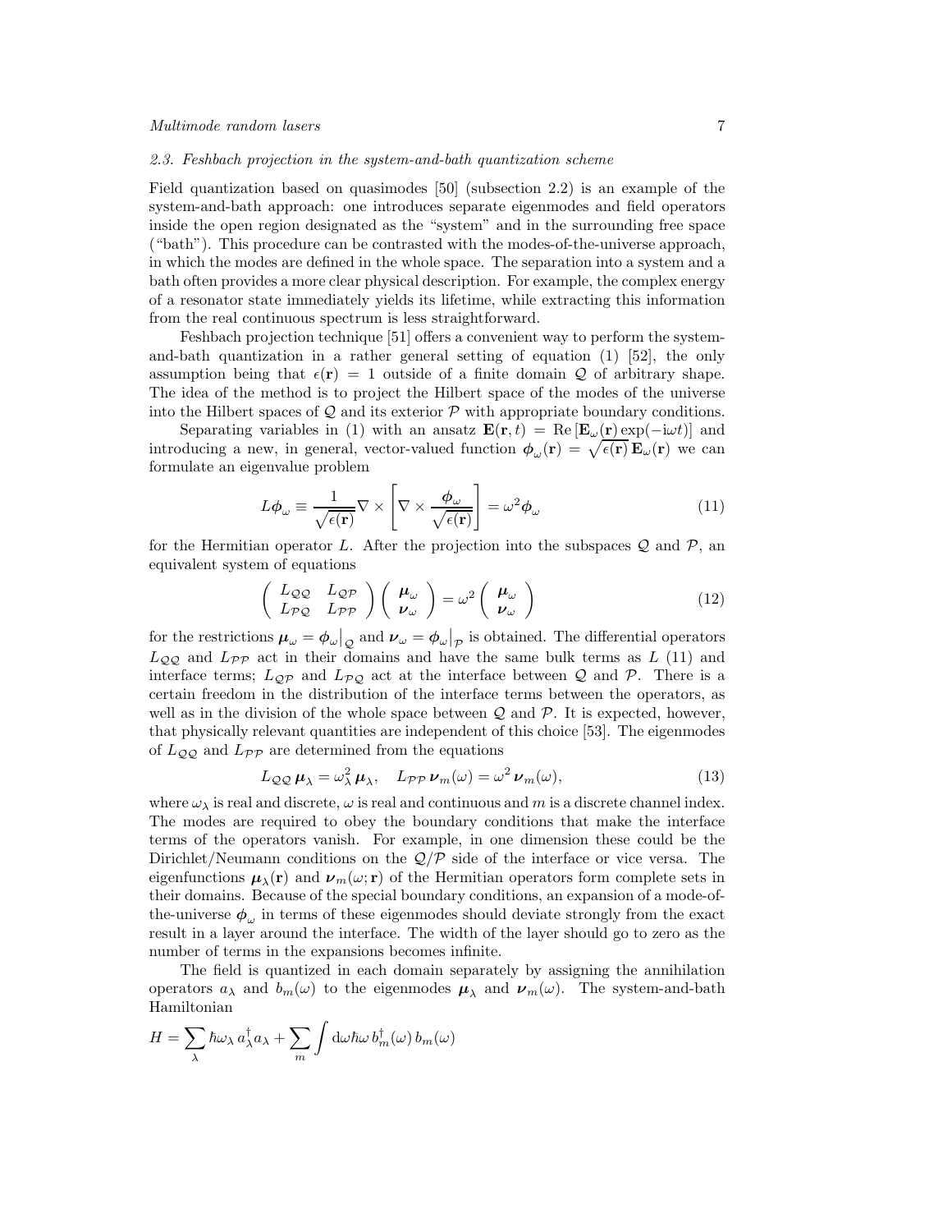### 2.3. Feshbach projection in the system-and-bath quantization scheme

Field quantization based on quasimodes [50] (subsection 2.2) is an example of the system-and-bath approach: one introduces separate eigenmodes and field operators inside the open region designated as the "system" and in the surrounding free space ("bath"). This procedure can be contrasted with the modes-of-the-universe approach, in which the modes are defined in the whole space. The separation into a system and a bath often provides a more clear physical description. For example, the complex energy of a resonator state immediately yields its lifetime, while extracting this information from the real continuous spectrum is less straightforward.

Feshbach projection technique [51] offers a convenient way to perform the system-and-bath quantization in a rather general setting of equation (1) [52], the only assumption being that $\epsilon(\mathbf{r}) = 1$ outside of a finite domain $\mathcal{Q}$ of arbitrary shape. The idea of the method is to project the Hilbert space of the modes of the universe into the Hilbert spaces of $\mathcal{Q}$ and its exterior $\mathcal{P}$ with appropriate boundary conditions.

Separating variables in (1) with an ansatz $\mathbf{E}(\mathbf{r}, t) = \mathrm{Re}\,[\mathbf{E}_\omega(\mathbf{r}) \exp(-\mathrm{i}\omega t)]$ and introducing a new, in general, vector-valued function $\boldsymbol{\phi}_\omega(\mathbf{r}) = \sqrt{\epsilon(\mathbf{r})}\,\mathbf{E}_\omega(\mathbf{r})$ we can formulate an eigenvalue problem

$$L\boldsymbol{\phi}_\omega \equiv \frac{1}{\sqrt{\epsilon(\mathbf{r})}} \nabla \times \left[ \nabla \times \frac{\boldsymbol{\phi}_\omega}{\sqrt{\epsilon(\mathbf{r})}} \right] = \omega^2 \boldsymbol{\phi}_\omega \tag{11}$$

for the Hermitian operator $L$. After the projection into the subspaces $\mathcal{Q}$ and $\mathcal{P}$, an equivalent system of equations

$$\begin{pmatrix} L_{\mathcal{QQ}} & L_{\mathcal{QP}} \\ L_{\mathcal{PQ}} & L_{\mathcal{PP}} \end{pmatrix} \begin{pmatrix} \boldsymbol{\mu}_\omega \\ \boldsymbol{\nu}_\omega \end{pmatrix} = \omega^2 \begin{pmatrix} \boldsymbol{\mu}_\omega \\ \boldsymbol{\nu}_\omega \end{pmatrix} \tag{12}$$

for the restrictions $\boldsymbol{\mu}_\omega = \boldsymbol{\phi}_\omega\big|_{\mathcal{Q}}$ and $\boldsymbol{\nu}_\omega = \boldsymbol{\phi}_\omega\big|_{\mathcal{P}}$ is obtained. The differential operators $L_{\mathcal{QQ}}$ and $L_{\mathcal{PP}}$ act in their domains and have the same bulk terms as $L$ (11) and interface terms; $L_{\mathcal{QP}}$ and $L_{\mathcal{PQ}}$ act at the interface between $\mathcal{Q}$ and $\mathcal{P}$. There is a certain freedom in the distribution of the interface terms between the operators, as well as in the division of the whole space between $\mathcal{Q}$ and $\mathcal{P}$. It is expected, however, that physically relevant quantities are independent of this choice [53]. The eigenmodes of $L_{\mathcal{QQ}}$ and $L_{\mathcal{PP}}$ are determined from the equations

$$L_{\mathcal{QQ}}\,\boldsymbol{\mu}_\lambda = \omega_\lambda^2\,\boldsymbol{\mu}_\lambda, \quad L_{\mathcal{PP}}\,\boldsymbol{\nu}_m(\omega) = \omega^2\,\boldsymbol{\nu}_m(\omega), \tag{13}$$

where $\omega_\lambda$ is real and discrete, $\omega$ is real and continuous and $m$ is a discrete channel index. The modes are required to obey the boundary conditions that make the interface terms of the operators vanish. For example, in one dimension these could be the Dirichlet/Neumann conditions on the $\mathcal{Q}/\mathcal{P}$ side of the interface or vice versa. The eigenfunctions $\boldsymbol{\mu}_\lambda(\mathbf{r})$ and $\boldsymbol{\nu}_m(\omega; \mathbf{r})$ of the Hermitian operators form complete sets in their domains. Because of the special boundary conditions, an expansion of a mode-of-the-universe $\boldsymbol{\phi}_\omega$ in terms of these eigenmodes should deviate strongly from the exact result in a layer around the interface. The width of the layer should go to zero as the number of terms in the expansions becomes infinite.

The field is quantized in each domain separately by assigning the annihilation operators $a_\lambda$ and $b_m(\omega)$ to the eigenmodes $\boldsymbol{\mu}_\lambda$ and $\boldsymbol{\nu}_m(\omega)$. The system-and-bath Hamiltonian

$$H = \sum_\lambda \hbar\omega_\lambda\, a_\lambda^\dagger a_\lambda + \sum_m \int \mathrm{d}\omega \hbar\omega\, b_m^\dagger(\omega)\, b_m(\omega)$$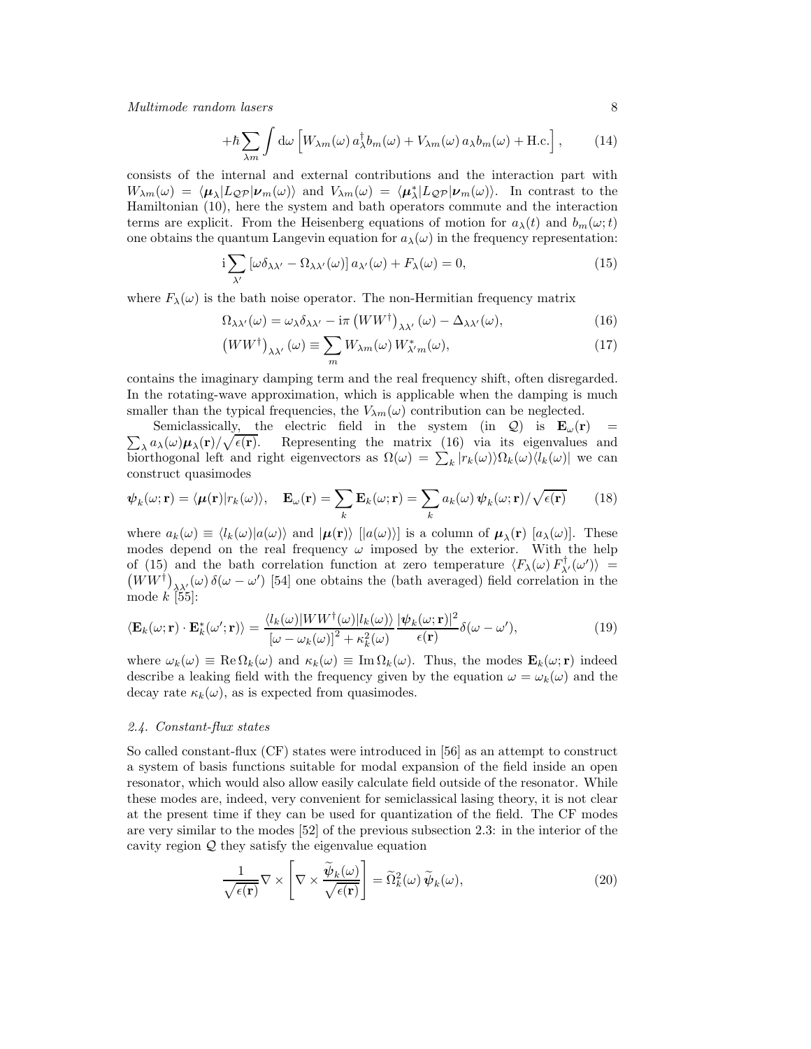$$+\hbar \sum_{\lambda m} \int \mathrm{d}\omega \left[ W_{\lambda m}(\omega)\, a_\lambda^\dagger b_m(\omega) + V_{\lambda m}(\omega)\, a_\lambda b_m(\omega) + \mathrm{H.c.} \right], \tag{14}$$

consists of the internal and external contributions and the interaction part with $W_{\lambda m}(\omega) = \langle \boldsymbol{\mu}_\lambda | L_{\mathcal{QP}} | \boldsymbol{\nu}_m(\omega) \rangle$ and $V_{\lambda m}(\omega) = \langle \boldsymbol{\mu}_\lambda^* | L_{\mathcal{QP}} | \boldsymbol{\nu}_m(\omega) \rangle$. In contrast to the Hamiltonian (10), here the system and bath operators commute and the interaction terms are explicit. From the Heisenberg equations of motion for $a_\lambda(t)$ and $b_m(\omega;t)$ one obtains the quantum Langevin equation for $a_\lambda(\omega)$ in the frequency representation:

$$\mathrm{i} \sum_{\lambda'} \left[ \omega \delta_{\lambda\lambda'} - \Omega_{\lambda\lambda'}(\omega) \right] a_{\lambda'}(\omega) + F_\lambda(\omega) = 0, \tag{15}$$

where $F_\lambda(\omega)$ is the bath noise operator. The non-Hermitian frequency matrix

$$\Omega_{\lambda\lambda'}(\omega) = \omega_\lambda \delta_{\lambda\lambda'} - \mathrm{i}\pi \left( W W^\dagger \right)_{\lambda\lambda'}(\omega) - \Delta_{\lambda\lambda'}(\omega), \tag{16}$$

$$\left( W W^\dagger \right)_{\lambda\lambda'}(\omega) \equiv \sum_m W_{\lambda m}(\omega)\, W_{\lambda' m}^*(\omega), \tag{17}$$

contains the imaginary damping term and the real frequency shift, often disregarded. In the rotating-wave approximation, which is applicable when the damping is much smaller than the typical frequencies, the $V_{\lambda m}(\omega)$ contribution can be neglected.

Semiclassically, the electric field in the system (in $\mathcal{Q}$) is $\mathbf{E}_\omega(\mathbf{r}) = \sum_\lambda a_\lambda(\omega) \boldsymbol{\mu}_\lambda(\mathbf{r}) / \sqrt{\epsilon(\mathbf{r})}$. Representing the matrix (16) via its eigenvalues and biorthogonal left and right eigenvectors as $\Omega(\omega) = \sum_k |r_k(\omega)\rangle \Omega_k(\omega) \langle l_k(\omega)|$ we can construct quasimodes

$$\boldsymbol{\psi}_k(\omega;\mathbf{r}) = \langle \boldsymbol{\mu}(\mathbf{r}) | r_k(\omega) \rangle, \quad \mathbf{E}_\omega(\mathbf{r}) = \sum_k \mathbf{E}_k(\omega;\mathbf{r}) = \sum_k a_k(\omega)\, \boldsymbol{\psi}_k(\omega;\mathbf{r}) / \sqrt{\epsilon(\mathbf{r})} \tag{18}$$

where $a_k(\omega) \equiv \langle l_k(\omega) | a(\omega) \rangle$ and $|\boldsymbol{\mu}(\mathbf{r})\rangle$ $[|a(\omega)\rangle]$ is a column of $\boldsymbol{\mu}_\lambda(\mathbf{r})$ $[a_\lambda(\omega)]$. These modes depend on the real frequency $\omega$ imposed by the exterior. With the help of (15) and the bath correlation function at zero temperature $\langle F_\lambda(\omega)\, F_{\lambda'}^\dagger(\omega') \rangle = \left( W W^\dagger \right)_{\lambda\lambda'}(\omega)\, \delta(\omega - \omega')$ [54] one obtains the (bath averaged) field correlation in the mode $k$ [55]:

$$\langle \mathbf{E}_k(\omega;\mathbf{r}) \cdot \mathbf{E}_k^*(\omega';\mathbf{r}) \rangle = \frac{\langle l_k(\omega) | W W^\dagger(\omega) | l_k(\omega) \rangle}{\left[ \omega - \omega_k(\omega) \right]^2 + \kappa_k^2(\omega)} \frac{|\boldsymbol{\psi}_k(\omega;\mathbf{r})|^2}{\epsilon(\mathbf{r})} \delta(\omega - \omega'), \tag{19}$$

where $\omega_k(\omega) \equiv \mathrm{Re}\, \Omega_k(\omega)$ and $\kappa_k(\omega) \equiv \mathrm{Im}\, \Omega_k(\omega)$. Thus, the modes $\mathbf{E}_k(\omega;\mathbf{r})$ indeed describe a leaking field with the frequency given by the equation $\omega = \omega_k(\omega)$ and the decay rate $\kappa_k(\omega)$, as is expected from quasimodes.

### *2.4. Constant-flux states*

So called constant-flux (CF) states were introduced in [56] as an attempt to construct a system of basis functions suitable for modal expansion of the field inside an open resonator, which would also allow easily calculate field outside of the resonator. While these modes are, indeed, very convenient for semiclassical lasing theory, it is not clear at the present time if they can be used for quantization of the field. The CF modes are very similar to the modes [52] of the previous subsection 2.3: in the interior of the cavity region $\mathcal{Q}$ they satisfy the eigenvalue equation

$$\frac{1}{\sqrt{\epsilon(\mathbf{r})}} \nabla \times \left[ \nabla \times \frac{\widetilde{\boldsymbol{\psi}}_k(\omega)}{\sqrt{\epsilon(\mathbf{r})}} \right] = \widetilde{\Omega}_k^2(\omega)\, \widetilde{\boldsymbol{\psi}}_k(\omega), \tag{20}$$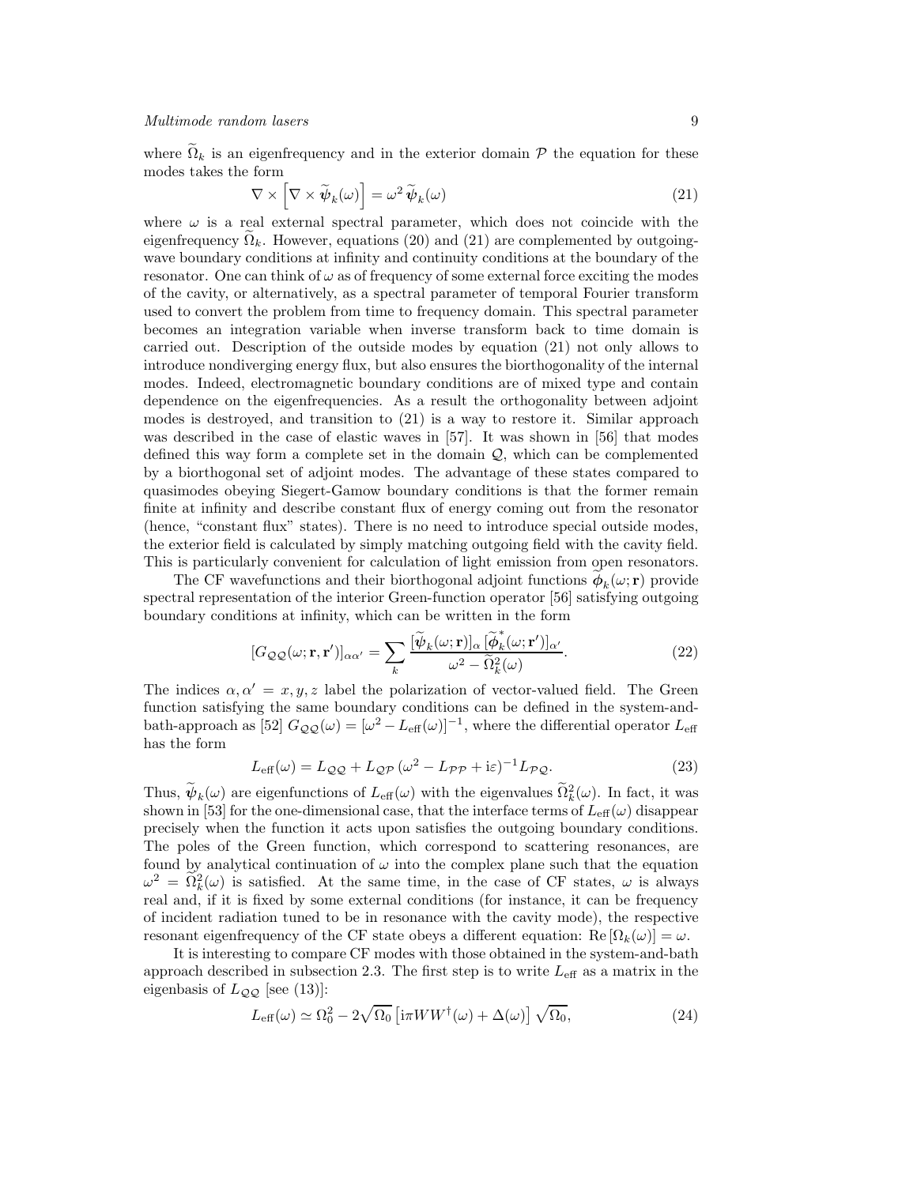where $\widetilde{\Omega}_k$ is an eigenfrequency and in the exterior domain $\mathcal{P}$ the equation for these modes takes the form

$$\nabla \times \left[ \nabla \times \widetilde{\boldsymbol{\psi}}_k(\omega) \right] = \omega^2 \, \widetilde{\boldsymbol{\psi}}_k(\omega) \tag{21}$$

where $\omega$ is a real external spectral parameter, which does not coincide with the eigenfrequency $\widetilde{\Omega}_k$. However, equations (20) and (21) are complemented by outgoing-wave boundary conditions at infinity and continuity conditions at the boundary of the resonator. One can think of $\omega$ as of frequency of some external force exciting the modes of the cavity, or alternatively, as a spectral parameter of temporal Fourier transform used to convert the problem from time to frequency domain. This spectral parameter becomes an integration variable when inverse transform back to time domain is carried out. Description of the outside modes by equation (21) not only allows to introduce nondiverging energy flux, but also ensures the biorthogonality of the internal modes. Indeed, electromagnetic boundary conditions are of mixed type and contain dependence on the eigenfrequencies. As a result the orthogonality between adjoint modes is destroyed, and transition to (21) is a way to restore it. Similar approach was described in the case of elastic waves in [57]. It was shown in [56] that modes defined this way form a complete set in the domain $\mathcal{Q}$, which can be complemented by a biorthogonal set of adjoint modes. The advantage of these states compared to quasimodes obeying Siegert-Gamow boundary conditions is that the former remain finite at infinity and describe constant flux of energy coming out from the resonator (hence, "constant flux" states). There is no need to introduce special outside modes, the exterior field is calculated by simply matching outgoing field with the cavity field. This is particularly convenient for calculation of light emission from open resonators.

The CF wavefunctions and their biorthogonal adjoint functions $\widetilde{\boldsymbol{\phi}}_k(\omega; \mathbf{r})$ provide spectral representation of the interior Green-function operator [56] satisfying outgoing boundary conditions at infinity, which can be written in the form

$$[G_{\mathcal{QQ}}(\omega; \mathbf{r}, \mathbf{r}')]_{\alpha\alpha'} = \sum_k \frac{[\widetilde{\boldsymbol{\psi}}_k(\omega; \mathbf{r})]_\alpha \, [\widetilde{\boldsymbol{\phi}}_k^*(\omega; \mathbf{r}')]_{\alpha'}}{\omega^2 - \widetilde{\Omega}_k^2(\omega)}. \tag{22}$$

The indices $\alpha, \alpha' = x, y, z$ label the polarization of vector-valued field. The Green function satisfying the same boundary conditions can be defined in the system-and-bath-approach as [52] $G_{\mathcal{QQ}}(\omega) = [\omega^2 - L_{\text{eff}}(\omega)]^{-1}$, where the differential operator $L_{\text{eff}}$ has the form

$$L_{\text{eff}}(\omega) = L_{\mathcal{QQ}} + L_{\mathcal{QP}} \, (\omega^2 - L_{\mathcal{PP}} + \mathrm{i}\varepsilon)^{-1} L_{\mathcal{PQ}}. \tag{23}$$

Thus, $\widetilde{\boldsymbol{\psi}}_k(\omega)$ are eigenfunctions of $L_{\text{eff}}(\omega)$ with the eigenvalues $\widetilde{\Omega}_k^2(\omega)$. In fact, it was shown in [53] for the one-dimensional case, that the interface terms of $L_{\text{eff}}(\omega)$ disappear precisely when the function it acts upon satisfies the outgoing boundary conditions. The poles of the Green function, which correspond to scattering resonances, are found by analytical continuation of $\omega$ into the complex plane such that the equation $\omega^2 = \widetilde{\Omega}_k^2(\omega)$ is satisfied. At the same time, in the case of CF states, $\omega$ is always real and, if it is fixed by some external conditions (for instance, it can be frequency of incident radiation tuned to be in resonance with the cavity mode), the respective resonant eigenfrequency of the CF state obeys a different equation: $\mathrm{Re}\,[\Omega_k(\omega)] = \omega$.

It is interesting to compare CF modes with those obtained in the system-and-bath approach described in subsection 2.3. The first step is to write $L_{\text{eff}}$ as a matrix in the eigenbasis of $L_{\mathcal{QQ}}$ [see (13)]:

$$L_{\text{eff}}(\omega) \simeq \Omega_0^2 - 2\sqrt{\Omega_0} \left[ \mathrm{i}\pi W W^\dagger(\omega) + \Delta(\omega) \right] \sqrt{\Omega_0}, \tag{24}$$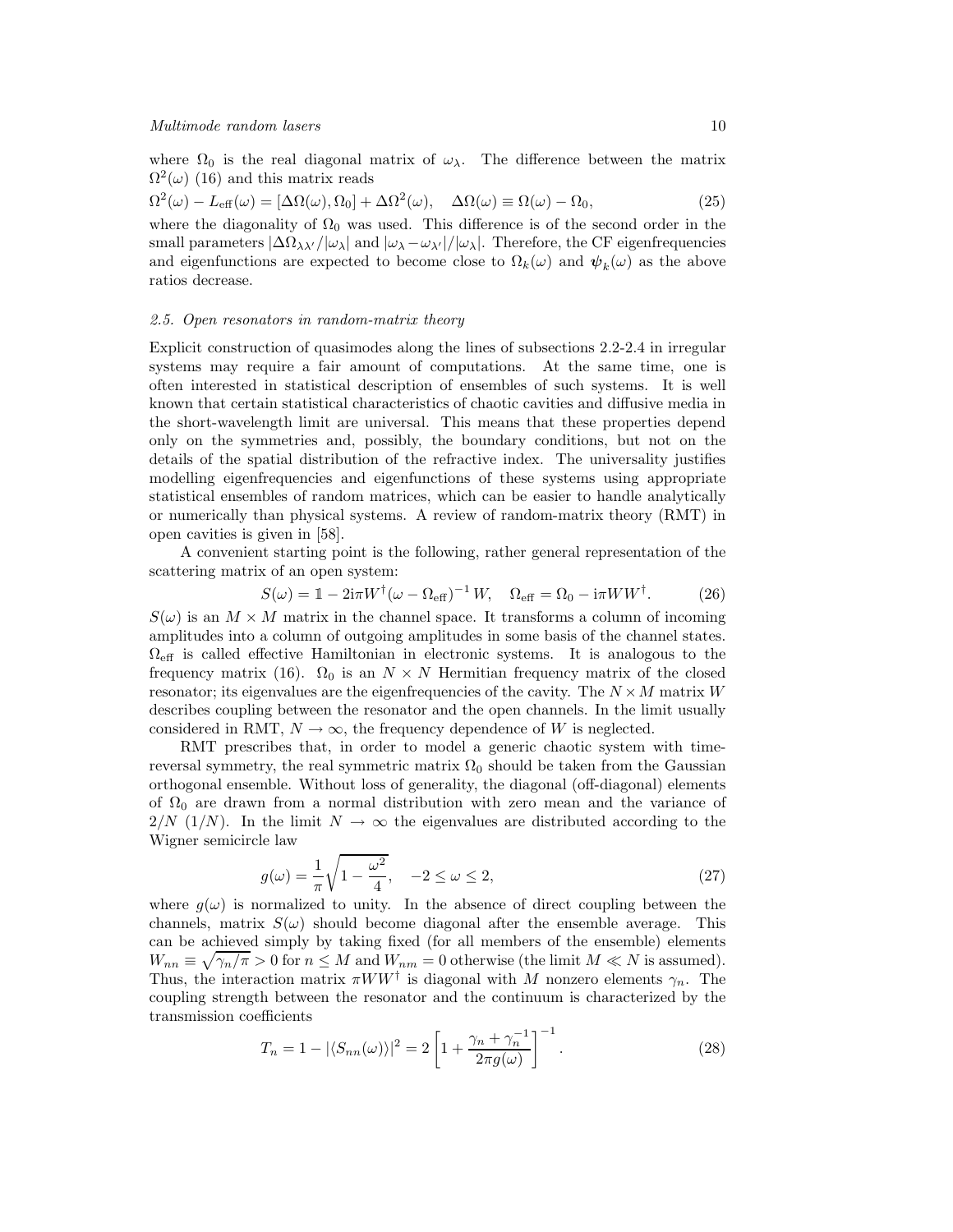where $\Omega_0$ is the real diagonal matrix of $\omega_\lambda$. The difference between the matrix $\Omega^2(\omega)$ (16) and this matrix reads

$$\Omega^2(\omega) - L_{\mathrm{eff}}(\omega) = [\Delta\Omega(\omega), \Omega_0] + \Delta\Omega^2(\omega), \quad \Delta\Omega(\omega) \equiv \Omega(\omega) - \Omega_0, \tag{25}$$

where the diagonality of $\Omega_0$ was used. This difference is of the second order in the small parameters $|\Delta\Omega_{\lambda\lambda'}/|\omega_\lambda|$ and $|\omega_\lambda - \omega_{\lambda'}|/|\omega_\lambda|$. Therefore, the CF eigenfrequencies and eigenfunctions are expected to become close to $\Omega_k(\omega)$ and $\boldsymbol{\psi}_k(\omega)$ as the above ratios decrease.

### *2.5. Open resonators in random-matrix theory*

Explicit construction of quasimodes along the lines of subsections 2.2-2.4 in irregular systems may require a fair amount of computations. At the same time, one is often interested in statistical description of ensembles of such systems. It is well known that certain statistical characteristics of chaotic cavities and diffusive media in the short-wavelength limit are universal. This means that these properties depend only on the symmetries and, possibly, the boundary conditions, but not on the details of the spatial distribution of the refractive index. The universality justifies modelling eigenfrequencies and eigenfunctions of these systems using appropriate statistical ensembles of random matrices, which can be easier to handle analytically or numerically than physical systems. A review of random-matrix theory (RMT) in open cavities is given in [58].

A convenient starting point is the following, rather general representation of the scattering matrix of an open system:

$$S(\omega) = \mathbb{1} - 2\mathrm{i}\pi W^\dagger (\omega - \Omega_{\mathrm{eff}})^{-1} W, \quad \Omega_{\mathrm{eff}} = \Omega_0 - \mathrm{i}\pi W W^\dagger. \tag{26}$$

$S(\omega)$ is an $M \times M$ matrix in the channel space. It transforms a column of incoming amplitudes into a column of outgoing amplitudes in some basis of the channel states. $\Omega_{\mathrm{eff}}$ is called effective Hamiltonian in electronic systems. It is analogous to the frequency matrix (16). $\Omega_0$ is an $N \times N$ Hermitian frequency matrix of the closed resonator; its eigenvalues are the eigenfrequencies of the cavity. The $N \times M$ matrix $W$ describes coupling between the resonator and the open channels. In the limit usually considered in RMT, $N \to \infty$, the frequency dependence of $W$ is neglected.

RMT prescribes that, in order to model a generic chaotic system with time-reversal symmetry, the real symmetric matrix $\Omega_0$ should be taken from the Gaussian orthogonal ensemble. Without loss of generality, the diagonal (off-diagonal) elements of $\Omega_0$ are drawn from a normal distribution with zero mean and the variance of $2/N$ $(1/N)$. In the limit $N \to \infty$ the eigenvalues are distributed according to the Wigner semicircle law

$$g(\omega) = \frac{1}{\pi}\sqrt{1 - \frac{\omega^2}{4}}, \quad -2 \le \omega \le 2, \tag{27}$$

where $g(\omega)$ is normalized to unity. In the absence of direct coupling between the channels, matrix $S(\omega)$ should become diagonal after the ensemble average. This can be achieved simply by taking fixed (for all members of the ensemble) elements $W_{nn} \equiv \sqrt{\gamma_n/\pi} > 0$ for $n \le M$ and $W_{nm} = 0$ otherwise (the limit $M \ll N$ is assumed). Thus, the interaction matrix $\pi W W^\dagger$ is diagonal with $M$ nonzero elements $\gamma_n$. The coupling strength between the resonator and the continuum is characterized by the transmission coefficients

$$T_n = 1 - |\langle S_{nn}(\omega)\rangle|^2 = 2\left[1 + \frac{\gamma_n + \gamma_n^{-1}}{2\pi g(\omega)}\right]^{-1}. \tag{28}$$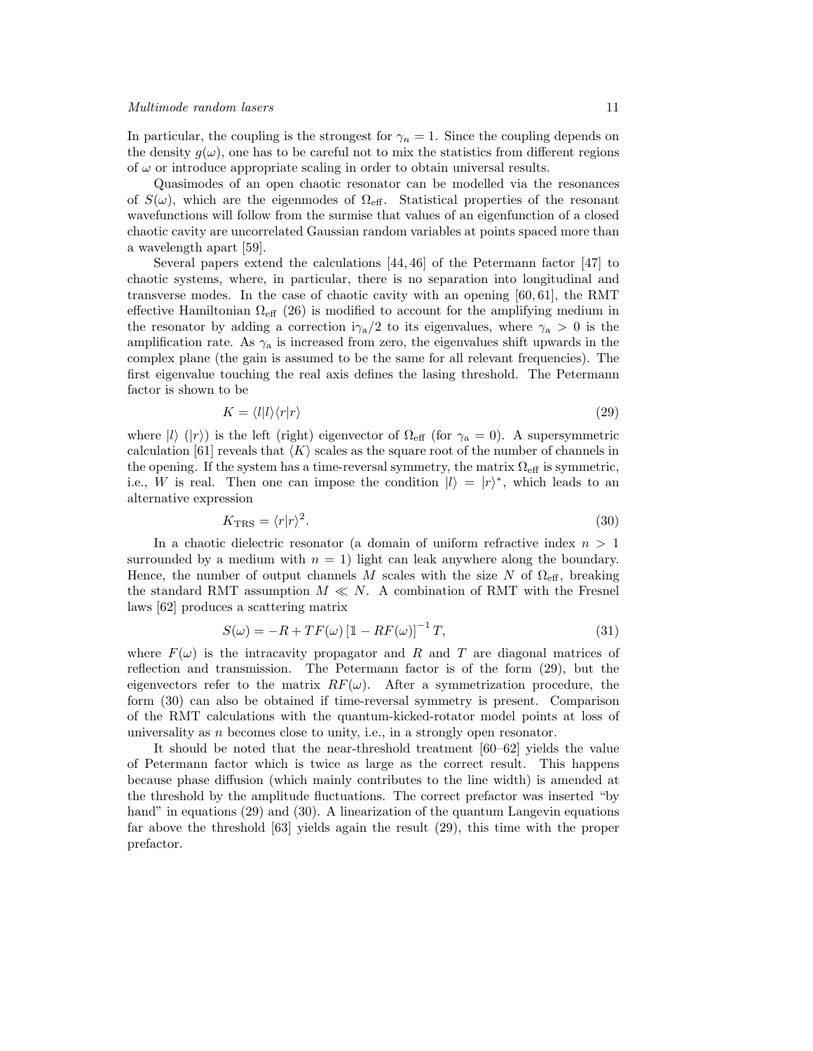In particular, the coupling is the strongest for $\gamma_n = 1$. Since the coupling depends on the density $g(\omega)$, one has to be careful not to mix the statistics from different regions of $\omega$ or introduce appropriate scaling in order to obtain universal results.

Quasimodes of an open chaotic resonator can be modelled via the resonances of $S(\omega)$, which are the eigenmodes of $\Omega_{\rm eff}$. Statistical properties of the resonant wavefunctions will follow from the surmise that values of an eigenfunction of a closed chaotic cavity are uncorrelated Gaussian random variables at points spaced more than a wavelength apart [59].

Several papers extend the calculations [44, 46] of the Petermann factor [47] to chaotic systems, where, in particular, there is no separation into longitudinal and transverse modes. In the case of chaotic cavity with an opening [60, 61], the RMT effective Hamiltonian $\Omega_{\rm eff}$ (26) is modified to account for the amplifying medium in the resonator by adding a correction $\mathrm{i}\gamma_{\rm a}/2$ to its eigenvalues, where $\gamma_{\rm a} > 0$ is the amplification rate. As $\gamma_{\rm a}$ is increased from zero, the eigenvalues shift upwards in the complex plane (the gain is assumed to be the same for all relevant frequencies). The first eigenvalue touching the real axis defines the lasing threshold. The Petermann factor is shown to be

$$K = \langle l|l\rangle\langle r|r\rangle \tag{29}$$

where $|l\rangle$ ($|r\rangle$) is the left (right) eigenvector of $\Omega_{\rm eff}$ (for $\gamma_{\rm a} = 0$). A supersymmetric calculation [61] reveals that $\langle K\rangle$ scales as the square root of the number of channels in the opening. If the system has a time-reversal symmetry, the matrix $\Omega_{\rm eff}$ is symmetric, i.e., $W$ is real. Then one can impose the condition $|l\rangle = |r\rangle^*$, which leads to an alternative expression

$$K_{\rm TRS} = \langle r|r\rangle^2. \tag{30}$$

In a chaotic dielectric resonator (a domain of uniform refractive index $n > 1$ surrounded by a medium with $n = 1$) light can leak anywhere along the boundary. Hence, the number of output channels $M$ scales with the size $N$ of $\Omega_{\rm eff}$, breaking the standard RMT assumption $M \ll N$. A combination of RMT with the Fresnel laws [62] produces a scattering matrix

$$S(\omega) = -R + TF(\omega)\left[\mathbb{1} - RF(\omega)\right]^{-1} T, \tag{31}$$

where $F(\omega)$ is the intracavity propagator and $R$ and $T$ are diagonal matrices of reflection and transmission. The Petermann factor is of the form (29), but the eigenvectors refer to the matrix $RF(\omega)$. After a symmetrization procedure, the form (30) can also be obtained if time-reversal symmetry is present. Comparison of the RMT calculations with the quantum-kicked-rotator model points at loss of universality as $n$ becomes close to unity, i.e., in a strongly open resonator.

It should be noted that the near-threshold treatment [60–62] yields the value of Petermann factor which is twice as large as the correct result. This happens because phase diffusion (which mainly contributes to the line width) is amended at the threshold by the amplitude fluctuations. The correct prefactor was inserted "by hand" in equations (29) and (30). A linearization of the quantum Langevin equations far above the threshold [63] yields again the result (29), this time with the proper prefactor.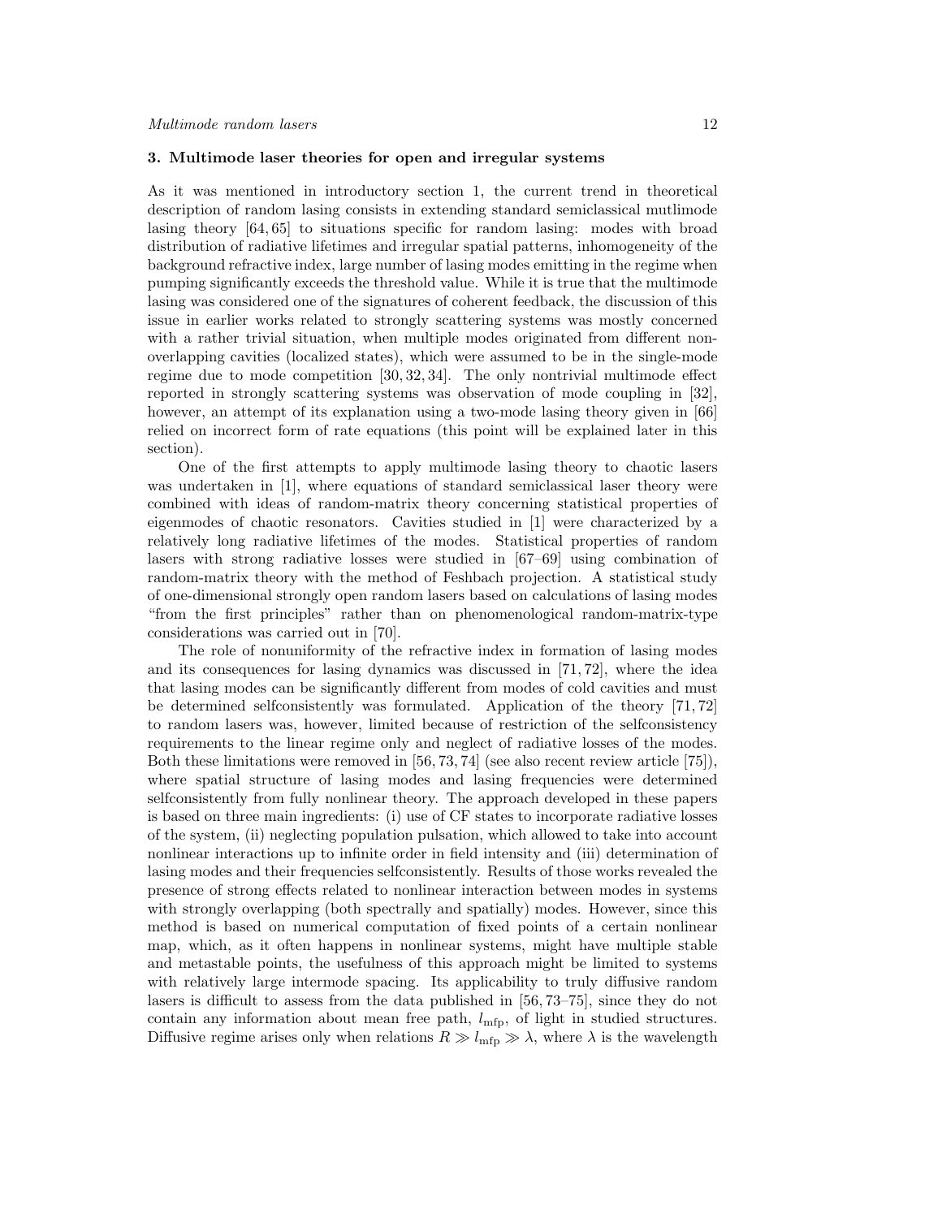## 3. Multimode laser theories for open and irregular systems

As it was mentioned in introductory section 1, the current trend in theoretical description of random lasing consists in extending standard semiclassical mutlimode lasing theory [64, 65] to situations specific for random lasing: modes with broad distribution of radiative lifetimes and irregular spatial patterns, inhomogeneity of the background refractive index, large number of lasing modes emitting in the regime when pumping significantly exceeds the threshold value. While it is true that the multimode lasing was considered one of the signatures of coherent feedback, the discussion of this issue in earlier works related to strongly scattering systems was mostly concerned with a rather trivial situation, when multiple modes originated from different non-overlapping cavities (localized states), which were assumed to be in the single-mode regime due to mode competition [30, 32, 34]. The only nontrivial multimode effect reported in strongly scattering systems was observation of mode coupling in [32], however, an attempt of its explanation using a two-mode lasing theory given in [66] relied on incorrect form of rate equations (this point will be explained later in this section).

One of the first attempts to apply multimode lasing theory to chaotic lasers was undertaken in [1], where equations of standard semiclassical laser theory were combined with ideas of random-matrix theory concerning statistical properties of eigenmodes of chaotic resonators. Cavities studied in [1] were characterized by a relatively long radiative lifetimes of the modes. Statistical properties of random lasers with strong radiative losses were studied in [67–69] using combination of random-matrix theory with the method of Feshbach projection. A statistical study of one-dimensional strongly open random lasers based on calculations of lasing modes "from the first principles" rather than on phenomenological random-matrix-type considerations was carried out in [70].

The role of nonuniformity of the refractive index in formation of lasing modes and its consequences for lasing dynamics was discussed in [71, 72], where the idea that lasing modes can be significantly different from modes of cold cavities and must be determined selfconsistently was formulated. Application of the theory [71, 72] to random lasers was, however, limited because of restriction of the selfconsistency requirements to the linear regime only and neglect of radiative losses of the modes. Both these limitations were removed in [56, 73, 74] (see also recent review article [75]), where spatial structure of lasing modes and lasing frequencies were determined selfconsistently from fully nonlinear theory. The approach developed in these papers is based on three main ingredients: (i) use of CF states to incorporate radiative losses of the system, (ii) neglecting population pulsation, which allowed to take into account nonlinear interactions up to infinite order in field intensity and (iii) determination of lasing modes and their frequencies selfconsistently. Results of those works revealed the presence of strong effects related to nonlinear interaction between modes in systems with strongly overlapping (both spectrally and spatially) modes. However, since this method is based on numerical computation of fixed points of a certain nonlinear map, which, as it often happens in nonlinear systems, might have multiple stable and metastable points, the usefulness of this approach might be limited to systems with relatively large intermode spacing. Its applicability to truly diffusive random lasers is difficult to assess from the data published in [56, 73–75], since they do not contain any information about mean free path, $l_{\mathrm{mfp}}$, of light in studied structures. Diffusive regime arises only when relations $R \gg l_{\mathrm{mfp}} \gg \lambda$, where $\lambda$ is the wavelength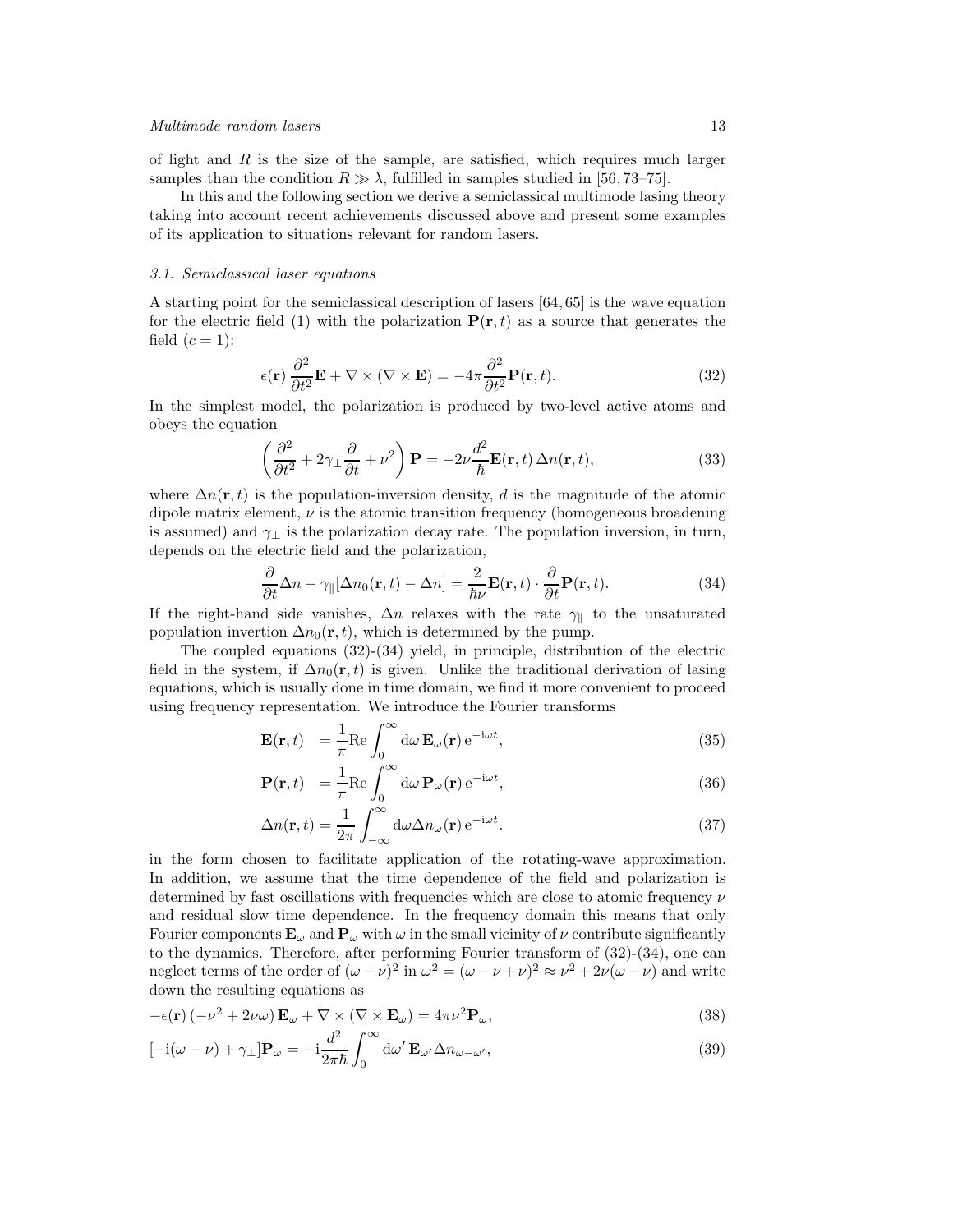of light and $R$ is the size of the sample, are satisfied, which requires much larger samples than the condition $R \gg \lambda$, fulfilled in samples studied in [56, 73–75].

In this and the following section we derive a semiclassical multimode lasing theory taking into account recent achievements discussed above and present some examples of its application to situations relevant for random lasers.

### 3.1. Semiclassical laser equations

A starting point for the semiclassical description of lasers [64, 65] is the wave equation for the electric field (1) with the polarization $\mathbf{P}(\mathbf{r},t)$ as a source that generates the field ($c = 1$):

$$\epsilon(\mathbf{r})\,\frac{\partial^2}{\partial t^2}\mathbf{E} + \nabla\times(\nabla\times\mathbf{E}) = -4\pi\frac{\partial^2}{\partial t^2}\mathbf{P}(\mathbf{r},t). \tag{32}$$

In the simplest model, the polarization is produced by two-level active atoms and obeys the equation

$$\left(\frac{\partial^2}{\partial t^2} + 2\gamma_\perp\frac{\partial}{\partial t} + \nu^2\right)\mathbf{P} = -2\nu\frac{d^2}{\hbar}\mathbf{E}(\mathbf{r},t)\,\Delta n(\mathbf{r},t), \tag{33}$$

where $\Delta n(\mathbf{r},t)$ is the population-inversion density, $d$ is the magnitude of the atomic dipole matrix element, $\nu$ is the atomic transition frequency (homogeneous broadening is assumed) and $\gamma_\perp$ is the polarization decay rate. The population inversion, in turn, depends on the electric field and the polarization,

$$\frac{\partial}{\partial t}\Delta n - \gamma_\parallel[\Delta n_0(\mathbf{r},t) - \Delta n] = \frac{2}{\hbar\nu}\mathbf{E}(\mathbf{r},t)\cdot\frac{\partial}{\partial t}\mathbf{P}(\mathbf{r},t). \tag{34}$$

If the right-hand side vanishes, $\Delta n$ relaxes with the rate $\gamma_\parallel$ to the unsaturated population invertion $\Delta n_0(\mathbf{r},t)$, which is determined by the pump.

The coupled equations (32)-(34) yield, in principle, distribution of the electric field in the system, if $\Delta n_0(\mathbf{r},t)$ is given. Unlike the traditional derivation of lasing equations, which is usually done in time domain, we find it more convenient to proceed using frequency representation. We introduce the Fourier transforms

$$\mathbf{E}(\mathbf{r},t) \;= \frac{1}{\pi}\mathrm{Re}\int_0^\infty \mathrm{d}\omega\,\mathbf{E}_\omega(\mathbf{r})\,\mathrm{e}^{-\mathrm{i}\omega t}, \tag{35}$$

$$\mathbf{P}(\mathbf{r},t) \;= \frac{1}{\pi}\mathrm{Re}\int_0^\infty \mathrm{d}\omega\,\mathbf{P}_\omega(\mathbf{r})\,\mathrm{e}^{-\mathrm{i}\omega t}, \tag{36}$$

$$\Delta n(\mathbf{r},t) = \frac{1}{2\pi}\int_{-\infty}^\infty \mathrm{d}\omega\Delta n_\omega(\mathbf{r})\,\mathrm{e}^{-\mathrm{i}\omega t}. \tag{37}$$

in the form chosen to facilitate application of the rotating-wave approximation. In addition, we assume that the time dependence of the field and polarization is determined by fast oscillations with frequencies which are close to atomic frequency $\nu$ and residual slow time dependence. In the frequency domain this means that only Fourier components $\mathbf{E}_\omega$ and $\mathbf{P}_\omega$ with $\omega$ in the small vicinity of $\nu$ contribute significantly to the dynamics. Therefore, after performing Fourier transform of (32)-(34), one can neglect terms of the order of $(\omega-\nu)^2$ in $\omega^2 = (\omega-\nu+\nu)^2 \approx \nu^2 + 2\nu(\omega-\nu)$ and write down the resulting equations as

$$-\epsilon(\mathbf{r})\,(-\nu^2 + 2\nu\omega)\,\mathbf{E}_\omega + \nabla\times(\nabla\times\mathbf{E}_\omega) = 4\pi\nu^2\mathbf{P}_\omega, \tag{38}$$

$$[-\mathrm{i}(\omega-\nu) + \gamma_\perp]\mathbf{P}_\omega = -\mathrm{i}\frac{d^2}{2\pi\hbar}\int_0^\infty \mathrm{d}\omega'\,\mathbf{E}_{\omega'}\Delta n_{\omega-\omega'}, \tag{39}$$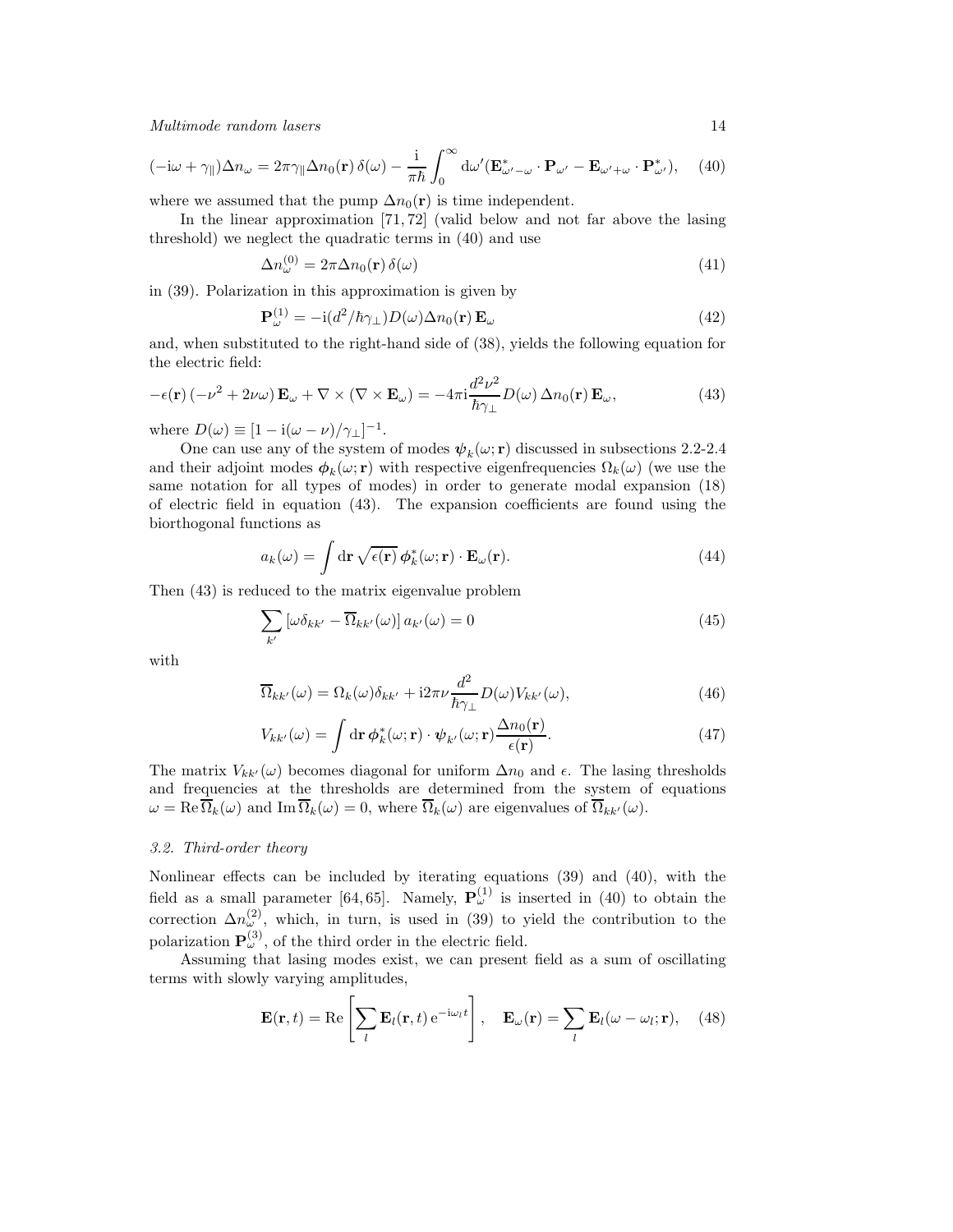$$(-\mathrm{i}\omega + \gamma_\parallel)\Delta n_\omega = 2\pi\gamma_\parallel \Delta n_0(\mathbf{r})\,\delta(\omega) - \frac{\mathrm{i}}{\pi\hbar}\int_0^\infty \mathrm{d}\omega' (\mathbf{E}^*_{\omega'-\omega}\cdot\mathbf{P}_{\omega'} - \mathbf{E}_{\omega'+\omega}\cdot\mathbf{P}^*_{\omega'}), \quad (40)$$

where we assumed that the pump $\Delta n_0(\mathbf{r})$ is time independent.

In the linear approximation [71, 72] (valid below and not far above the lasing threshold) we neglect the quadratic terms in (40) and use

$$\Delta n^{(0)}_\omega = 2\pi\Delta n_0(\mathbf{r})\,\delta(\omega) \quad (41)$$

in (39). Polarization in this approximation is given by

$$\mathbf{P}^{(1)}_\omega = -\mathrm{i}(d^2/\hbar\gamma_\perp)D(\omega)\Delta n_0(\mathbf{r})\,\mathbf{E}_\omega \quad (42)$$

and, when substituted to the right-hand side of (38), yields the following equation for the electric field:

$$-\epsilon(\mathbf{r})\,(-\nu^2 + 2\nu\omega)\,\mathbf{E}_\omega + \nabla\times(\nabla\times\mathbf{E}_\omega) = -4\pi\mathrm{i}\frac{d^2\nu^2}{\hbar\gamma_\perp}D(\omega)\,\Delta n_0(\mathbf{r})\,\mathbf{E}_\omega, \quad (43)$$

where $D(\omega) \equiv [1 - \mathrm{i}(\omega-\nu)/\gamma_\perp]^{-1}$.

One can use any of the system of modes $\boldsymbol{\psi}_k(\omega;\mathbf{r})$ discussed in subsections 2.2-2.4 and their adjoint modes $\boldsymbol{\phi}_k(\omega;\mathbf{r})$ with respective eigenfrequencies $\Omega_k(\omega)$ (we use the same notation for all types of modes) in order to generate modal expansion (18) of electric field in equation (43). The expansion coefficients are found using the biorthogonal functions as

$$a_k(\omega) = \int \mathrm{d}\mathbf{r}\,\sqrt{\epsilon(\mathbf{r})}\,\boldsymbol{\phi}^*_k(\omega;\mathbf{r})\cdot\mathbf{E}_\omega(\mathbf{r}). \quad (44)$$

Then (43) is reduced to the matrix eigenvalue problem

$$\sum_{k'}\left[\omega\delta_{kk'} - \overline{\Omega}_{kk'}(\omega)\right]a_{k'}(\omega) = 0 \quad (45)$$

with

$$\overline{\Omega}_{kk'}(\omega) = \Omega_k(\omega)\delta_{kk'} + \mathrm{i}2\pi\nu\frac{d^2}{\hbar\gamma_\perp}D(\omega)V_{kk'}(\omega), \quad (46)$$

$$V_{kk'}(\omega) = \int \mathrm{d}\mathbf{r}\,\boldsymbol{\phi}^*_k(\omega;\mathbf{r})\cdot\boldsymbol{\psi}_{k'}(\omega;\mathbf{r})\frac{\Delta n_0(\mathbf{r})}{\epsilon(\mathbf{r})}. \quad (47)$$

The matrix $V_{kk'}(\omega)$ becomes diagonal for uniform $\Delta n_0$ and $\epsilon$. The lasing thresholds and frequencies at the thresholds are determined from the system of equations $\omega = \mathrm{Re}\,\overline{\Omega}_k(\omega)$ and $\mathrm{Im}\,\overline{\Omega}_k(\omega) = 0$, where $\overline{\Omega}_k(\omega)$ are eigenvalues of $\overline{\Omega}_{kk'}(\omega)$.

### *3.2. Third-order theory*

Nonlinear effects can be included by iterating equations (39) and (40), with the field as a small parameter [64, 65]. Namely, $\mathbf{P}^{(1)}_\omega$ is inserted in (40) to obtain the correction $\Delta n^{(2)}_\omega$, which, in turn, is used in (39) to yield the contribution to the polarization $\mathbf{P}^{(3)}_\omega$, of the third order in the electric field.

Assuming that lasing modes exist, we can present field as a sum of oscillating terms with slowly varying amplitudes,

$$\mathbf{E}(\mathbf{r},t) = \mathrm{Re}\left[\sum_l \mathbf{E}_l(\mathbf{r},t)\,\mathrm{e}^{-\mathrm{i}\omega_l t}\right], \quad \mathbf{E}_\omega(\mathbf{r}) = \sum_l \mathbf{E}_l(\omega-\omega_l;\mathbf{r}), \quad (48)$$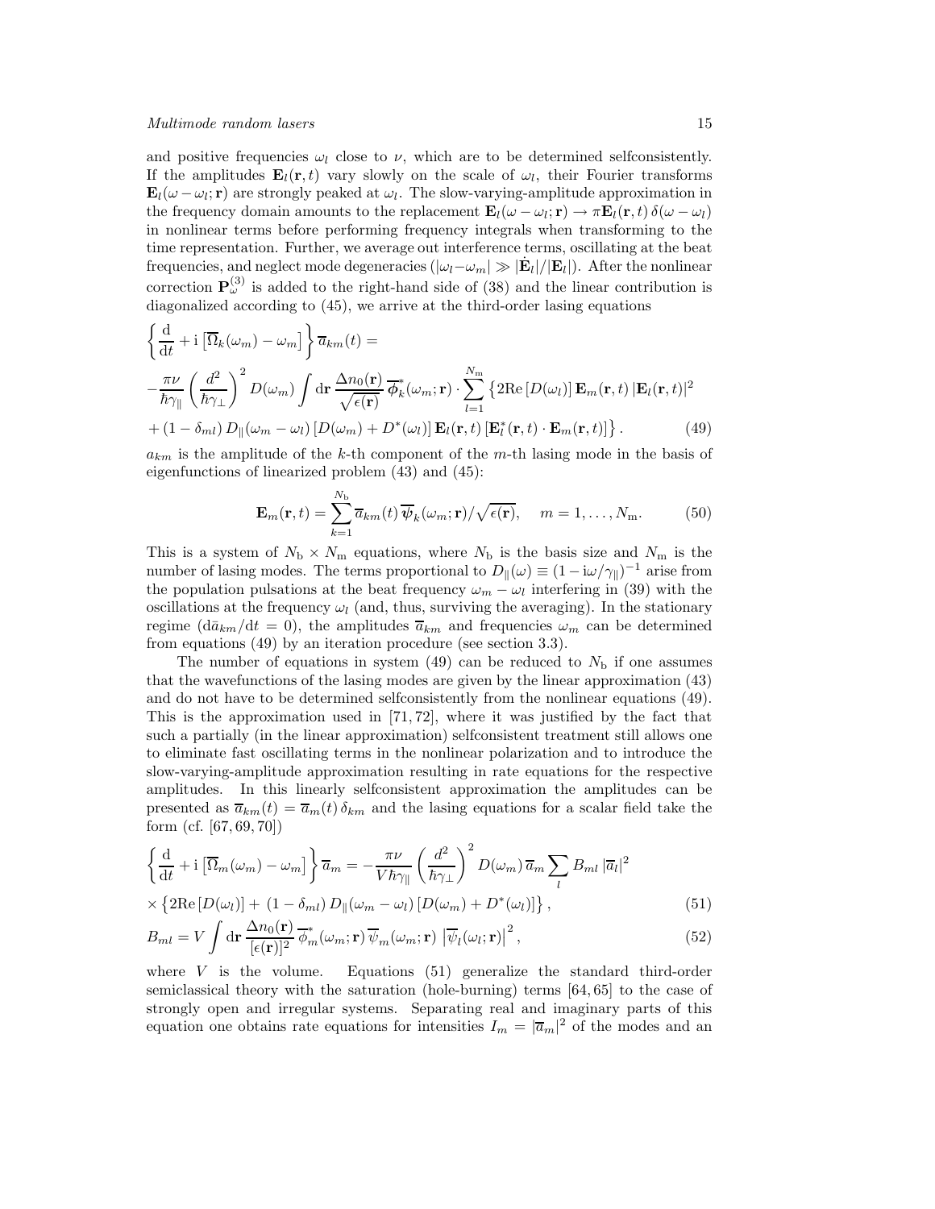and positive frequencies $\omega_l$ close to $\nu$, which are to be determined selfconsistently. If the amplitudes $\mathbf{E}_l(\mathbf{r},t)$ vary slowly on the scale of $\omega_l$, their Fourier transforms $\mathbf{E}_l(\omega-\omega_l;\mathbf{r})$ are strongly peaked at $\omega_l$. The slow-varying-amplitude approximation in the frequency domain amounts to the replacement $\mathbf{E}_l(\omega-\omega_l;\mathbf{r}) \to \pi\mathbf{E}_l(\mathbf{r},t)\,\delta(\omega-\omega_l)$ in nonlinear terms before performing frequency integrals when transforming to the time representation. Further, we average out interference terms, oscillating at the beat frequencies, and neglect mode degeneracies ($|\omega_l-\omega_m| \gg |\dot{\mathbf{E}}_l|/|\mathbf{E}_l|$). After the nonlinear correction $\mathbf{P}^{(3)}_\omega$ is added to the right-hand side of (38) and the linear contribution is diagonalized according to (45), we arrive at the third-order lasing equations

$$
\begin{aligned}
&\left\{\frac{\mathrm{d}}{\mathrm{d}t} + \mathrm{i}\left[\overline{\Omega}_k(\omega_m) - \omega_m\right]\right\}\overline{a}_{km}(t) = \\
&-\frac{\pi\nu}{\hbar\gamma_\parallel}\left(\frac{d^2}{\hbar\gamma_\perp}\right)^2 D(\omega_m)\int \mathrm{d}\mathbf{r}\,\frac{\Delta n_0(\mathbf{r})}{\sqrt{\epsilon(\mathbf{r})}}\,\overline{\boldsymbol{\phi}}^*_k(\omega_m;\mathbf{r})\cdot\sum_{l=1}^{N_\mathrm{m}}\left\{2\mathrm{Re}\left[D(\omega_l)\right]\mathbf{E}_m(\mathbf{r},t)\,|\mathbf{E}_l(\mathbf{r},t)|^2\right. \\
&\left.+\,(1-\delta_{ml})\,D_\parallel(\omega_m-\omega_l)\left[D(\omega_m)+D^*(\omega_l)\right]\mathbf{E}_l(\mathbf{r},t)\left[\mathbf{E}^*_l(\mathbf{r},t)\cdot\mathbf{E}_m(\mathbf{r},t)\right]\right\}.
\end{aligned}
\tag{49}
$$

$a_{km}$ is the amplitude of the $k$-th component of the $m$-th lasing mode in the basis of eigenfunctions of linearized problem (43) and (45):

$$
\mathbf{E}_m(\mathbf{r},t) = \sum_{k=1}^{N_\mathrm{b}}\overline{a}_{km}(t)\,\overline{\boldsymbol{\psi}}_k(\omega_m;\mathbf{r})/\sqrt{\epsilon(\mathbf{r})}, \qquad m=1,\ldots,N_\mathrm{m}. \tag{50}
$$

This is a system of $N_\mathrm{b}\times N_\mathrm{m}$ equations, where $N_\mathrm{b}$ is the basis size and $N_\mathrm{m}$ is the number of lasing modes. The terms proportional to $D_\parallel(\omega)\equiv(1-\mathrm{i}\omega/\gamma_\parallel)^{-1}$ arise from the population pulsations at the beat frequency $\omega_m-\omega_l$ interfering in (39) with the oscillations at the frequency $\omega_l$ (and, thus, surviving the averaging). In the stationary regime ($\mathrm{d}\bar{a}_{km}/\mathrm{d}t=0$), the amplitudes $\overline{a}_{km}$ and frequencies $\omega_m$ can be determined from equations (49) by an iteration procedure (see section 3.3).

The number of equations in system (49) can be reduced to $N_\mathrm{b}$ if one assumes that the wavefunctions of the lasing modes are given by the linear approximation (43) and do not have to be determined selfconsistently from the nonlinear equations (49). This is the approximation used in [71, 72], where it was justified by the fact that such a partially (in the linear approximation) selfconsistent treatment still allows one to eliminate fast oscillating terms in the nonlinear polarization and to introduce the slow-varying-amplitude approximation resulting in rate equations for the respective amplitudes. In this linearly selfconsistent approximation the amplitudes can be presented as $\overline{a}_{km}(t)=\overline{a}_m(t)\,\delta_{km}$ and the lasing equations for a scalar field take the form (cf. [67, 69, 70])

$$
\begin{aligned}
&\left\{\frac{\mathrm{d}}{\mathrm{d}t} + \mathrm{i}\left[\overline{\Omega}_m(\omega_m)-\omega_m\right]\right\}\overline{a}_m = -\frac{\pi\nu}{V\hbar\gamma_\parallel}\left(\frac{d^2}{\hbar\gamma_\perp}\right)^2 D(\omega_m)\,\overline{a}_m\sum_l B_{ml}\,|\overline{a}_l|^2 \\
&\times\left\{2\mathrm{Re}\left[D(\omega_l)\right] + \,(1-\delta_{ml})\,D_\parallel(\omega_m-\omega_l)\left[D(\omega_m)+D^*(\omega_l)\right]\right\},
\end{aligned}
\tag{51}
$$

$$
B_{ml} = V\int \mathrm{d}\mathbf{r}\,\frac{\Delta n_0(\mathbf{r})}{[\epsilon(\mathbf{r})]^2}\,\overline{\phi}^*_m(\omega_m;\mathbf{r})\,\overline{\psi}_m(\omega_m;\mathbf{r})\,\left|\overline{\psi}_l(\omega_l;\mathbf{r})\right|^2, \tag{52}
$$

where $V$ is the volume. Equations (51) generalize the standard third-order semiclassical theory with the saturation (hole-burning) terms [64, 65] to the case of strongly open and irregular systems. Separating real and imaginary parts of this equation one obtains rate equations for intensities $I_m=|\overline{a}_m|^2$ of the modes and an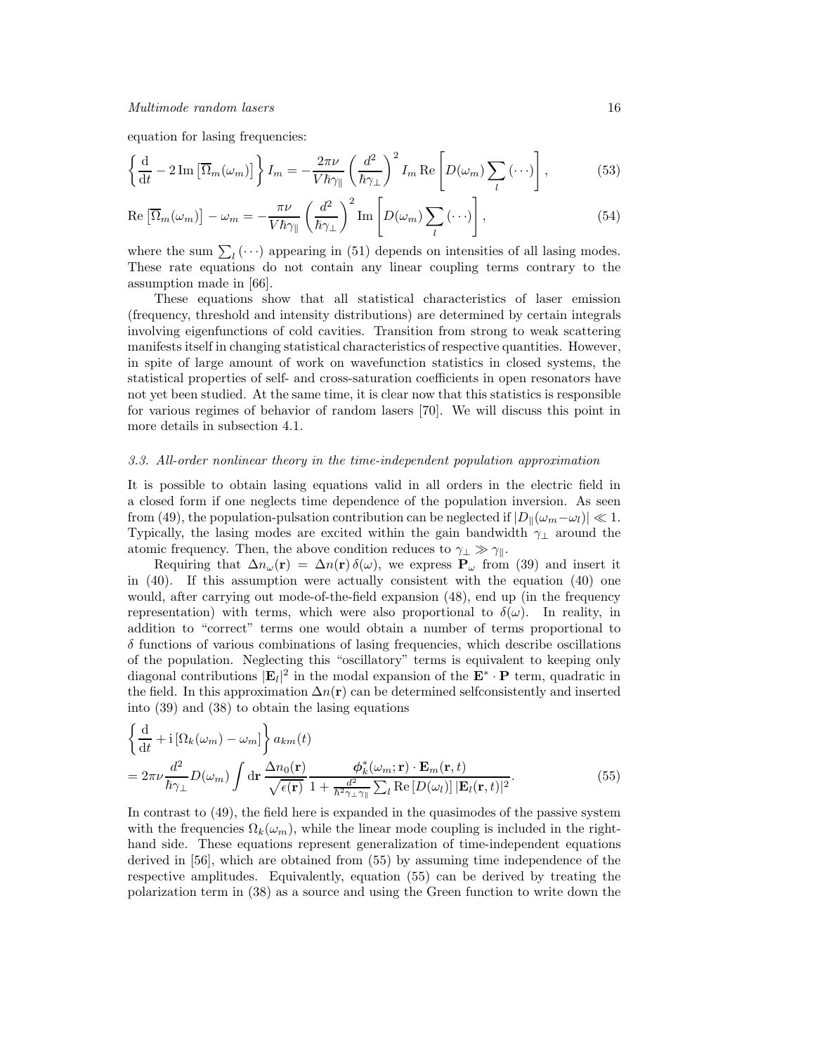equation for lasing frequencies:

$$
\left\{ \frac{\mathrm{d}}{\mathrm{d}t} - 2\,\mathrm{Im}\left[\overline{\Omega}_m(\omega_m)\right] \right\} I_m = -\frac{2\pi\nu}{V\hbar\gamma_\parallel}\left(\frac{d^2}{\hbar\gamma_\perp}\right)^2 I_m\,\mathrm{Re}\left[D(\omega_m)\sum_l(\cdots)\right], \tag{53}
$$

$$
\mathrm{Re}\left[\overline{\Omega}_m(\omega_m)\right] - \omega_m = -\frac{\pi\nu}{V\hbar\gamma_\parallel}\left(\frac{d^2}{\hbar\gamma_\perp}\right)^2 \mathrm{Im}\left[D(\omega_m)\sum_l(\cdots)\right], \tag{54}
$$

where the sum $\sum_l(\cdots)$ appearing in (51) depends on intensities of all lasing modes. These rate equations do not contain any linear coupling terms contrary to the assumption made in [66].

These equations show that all statistical characteristics of laser emission (frequency, threshold and intensity distributions) are determined by certain integrals involving eigenfunctions of cold cavities. Transition from strong to weak scattering manifests itself in changing statistical characteristics of respective quantities. However, in spite of large amount of work on wavefunction statistics in closed systems, the statistical properties of self- and cross-saturation coefficients in open resonators have not yet been studied. At the same time, it is clear now that this statistics is responsible for various regimes of behavior of random lasers [70]. We will discuss this point in more details in subsection 4.1.

### *3.3. All-order nonlinear theory in the time-independent population approximation*

It is possible to obtain lasing equations valid in all orders in the electric field in a closed form if one neglects time dependence of the population inversion. As seen from (49), the population-pulsation contribution can be neglected if $|D_\parallel(\omega_m - \omega_l)| \ll 1$. Typically, the lasing modes are excited within the gain bandwidth $\gamma_\perp$ around the atomic frequency. Then, the above condition reduces to $\gamma_\perp \gg \gamma_\parallel$.

Requiring that $\Delta n_\omega(\mathbf{r}) = \Delta n(\mathbf{r})\,\delta(\omega)$, we express $\mathbf{P}_\omega$ from (39) and insert it in (40). If this assumption were actually consistent with the equation (40) one would, after carrying out mode-of-the-field expansion (48), end up (in the frequency representation) with terms, which were also proportional to $\delta(\omega)$. In reality, in addition to "correct" terms one would obtain a number of terms proportional to $\delta$ functions of various combinations of lasing frequencies, which describe oscillations of the population. Neglecting this "oscillatory" terms is equivalent to keeping only diagonal contributions $|\mathbf{E}_l|^2$ in the modal expansion of the $\mathbf{E}^* \cdot \mathbf{P}$ term, quadratic in the field. In this approximation $\Delta n(\mathbf{r})$ can be determined selfconsistently and inserted into (39) and (38) to obtain the lasing equations

$$
\left\{ \frac{\mathrm{d}}{\mathrm{d}t} + \mathrm{i}\left[\Omega_k(\omega_m) - \omega_m\right] \right\} a_{km}(t)
$$
$$
= 2\pi\nu \frac{d^2}{\hbar\gamma_\perp} D(\omega_m) \int \mathrm{d}\mathbf{r}\, \frac{\Delta n_0(\mathbf{r})}{\sqrt{\epsilon(\mathbf{r})}} \frac{\boldsymbol{\phi}_k^*(\omega_m;\mathbf{r}) \cdot \mathbf{E}_m(\mathbf{r},t)}{1 + \frac{d^2}{\hbar^2\gamma_\perp\gamma_\parallel}\sum_l \mathrm{Re}\left[D(\omega_l)\right] |\mathbf{E}_l(\mathbf{r},t)|^2}. \tag{55}
$$

In contrast to (49), the field here is expanded in the quasimodes of the passive system with the frequencies $\Omega_k(\omega_m)$, while the linear mode coupling is included in the right-hand side. These equations represent generalization of time-independent equations derived in [56], which are obtained from (55) by assuming time independence of the respective amplitudes. Equivalently, equation (55) can be derived by treating the polarization term in (38) as a source and using the Green function to write down the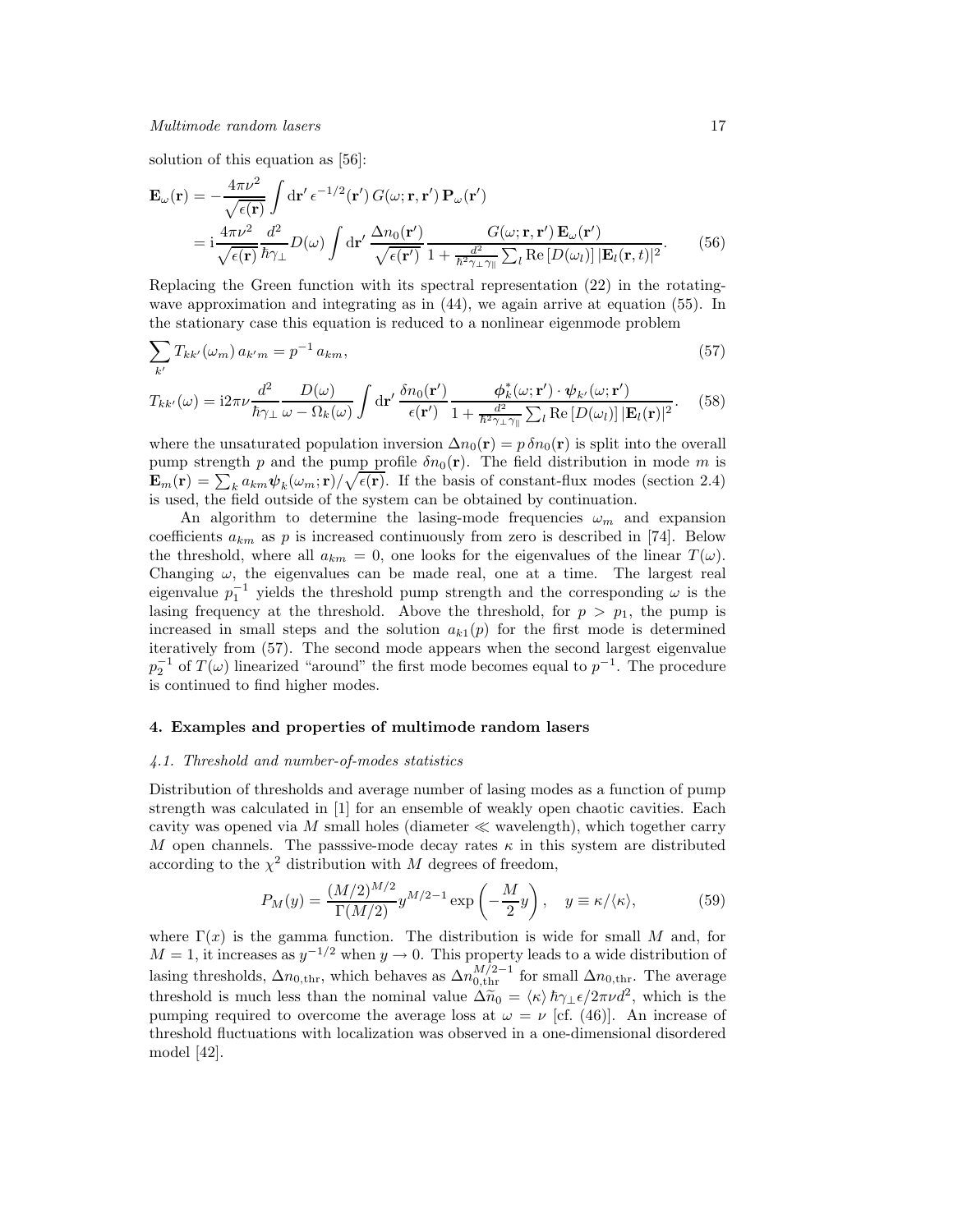solution of this equation as [56]:

$$
\begin{aligned}
\mathbf{E}_\omega(\mathbf{r}) &= -\frac{4\pi\nu^2}{\sqrt{\epsilon(\mathbf{r})}} \int \mathrm{d}\mathbf{r}'\, \epsilon^{-1/2}(\mathbf{r}')\, G(\omega;\mathbf{r},\mathbf{r}')\, \mathbf{P}_\omega(\mathbf{r}') \\
&= \mathrm{i}\frac{4\pi\nu^2}{\sqrt{\epsilon(\mathbf{r})}} \frac{d^2}{\hbar\gamma_\perp} D(\omega) \int \mathrm{d}\mathbf{r}'\, \frac{\Delta n_0(\mathbf{r}')}{\sqrt{\epsilon(\mathbf{r}')}} \frac{G(\omega;\mathbf{r},\mathbf{r}')\,\mathbf{E}_\omega(\mathbf{r}')}{1+\frac{d^2}{\hbar^2\gamma_\perp\gamma_\parallel}\sum_l \mathrm{Re}\,[D(\omega_l)]\,|\mathbf{E}_l(\mathbf{r},t)|^2}.
\end{aligned} \tag{56}
$$

Replacing the Green function with its spectral representation (22) in the rotating-wave approximation and integrating as in (44), we again arrive at equation (55). In the stationary case this equation is reduced to a nonlinear eigenmode problem

$$
\sum_{k'} T_{kk'}(\omega_m)\, a_{k'm} = p^{-1}\, a_{km}, \tag{57}
$$

$$
T_{kk'}(\omega) = \mathrm{i}2\pi\nu \frac{d^2}{\hbar\gamma_\perp} \frac{D(\omega)}{\omega-\Omega_k(\omega)} \int \mathrm{d}\mathbf{r}'\, \frac{\delta n_0(\mathbf{r}')}{\epsilon(\mathbf{r}')} \frac{\boldsymbol{\phi}_k^*(\omega;\mathbf{r}')\cdot\boldsymbol{\psi}_{k'}(\omega;\mathbf{r}')}{1+\frac{d^2}{\hbar^2\gamma_\perp\gamma_\parallel}\sum_l \mathrm{Re}\,[D(\omega_l)]\,|\mathbf{E}_l(\mathbf{r})|^2}. \tag{58}
$$

where the unsaturated population inversion $\Delta n_0(\mathbf{r}) = p\,\delta n_0(\mathbf{r})$ is split into the overall pump strength $p$ and the pump profile $\delta n_0(\mathbf{r})$. The field distribution in mode $m$ is $\mathbf{E}_m(\mathbf{r}) = \sum_k a_{km}\boldsymbol{\psi}_k(\omega_m;\mathbf{r})/\sqrt{\epsilon(\mathbf{r})}$. If the basis of constant-flux modes (section 2.4) is used, the field outside of the system can be obtained by continuation.

An algorithm to determine the lasing-mode frequencies $\omega_m$ and expansion coefficients $a_{km}$ as $p$ is increased continuously from zero is described in [74]. Below the threshold, where all $a_{km} = 0$, one looks for the eigenvalues of the linear $T(\omega)$. Changing $\omega$, the eigenvalues can be made real, one at a time. The largest real eigenvalue $p_1^{-1}$ yields the threshold pump strength and the corresponding $\omega$ is the lasing frequency at the threshold. Above the threshold, for $p > p_1$, the pump is increased in small steps and the solution $a_{k1}(p)$ for the first mode is determined iteratively from (57). The second mode appears when the second largest eigenvalue $p_2^{-1}$ of $T(\omega)$ linearized "around" the first mode becomes equal to $p^{-1}$. The procedure is continued to find higher modes.

## 4. Examples and properties of multimode random lasers

### *4.1. Threshold and number-of-modes statistics*

Distribution of thresholds and average number of lasing modes as a function of pump strength was calculated in [1] for an ensemble of weakly open chaotic cavities. Each cavity was opened via $M$ small holes (diameter $\ll$ wavelength), which together carry $M$ open channels. The passive-mode decay rates $\kappa$ in this system are distributed according to the $\chi^2$ distribution with $M$ degrees of freedom,

$$
P_M(y) = \frac{(M/2)^{M/2}}{\Gamma(M/2)} y^{M/2-1} \exp\left(-\frac{M}{2}y\right), \quad y \equiv \kappa/\langle\kappa\rangle, \tag{59}
$$

where $\Gamma(x)$ is the gamma function. The distribution is wide for small $M$ and, for $M = 1$, it increases as $y^{-1/2}$ when $y \to 0$. This property leads to a wide distribution of lasing thresholds, $\Delta n_{0,\mathrm{thr}}$, which behaves as $\Delta n_{0,\mathrm{thr}}^{M/2-1}$ for small $\Delta n_{0,\mathrm{thr}}$. The average threshold is much less than the nominal value $\Delta\widetilde{n}_0 = \langle\kappa\rangle\,\hbar\gamma_\perp\epsilon/2\pi\nu d^2$, which is the pumping required to overcome the average loss at $\omega = \nu$ [cf. (46)]. An increase of threshold fluctuations with localization was observed in a one-dimensional disordered model [42].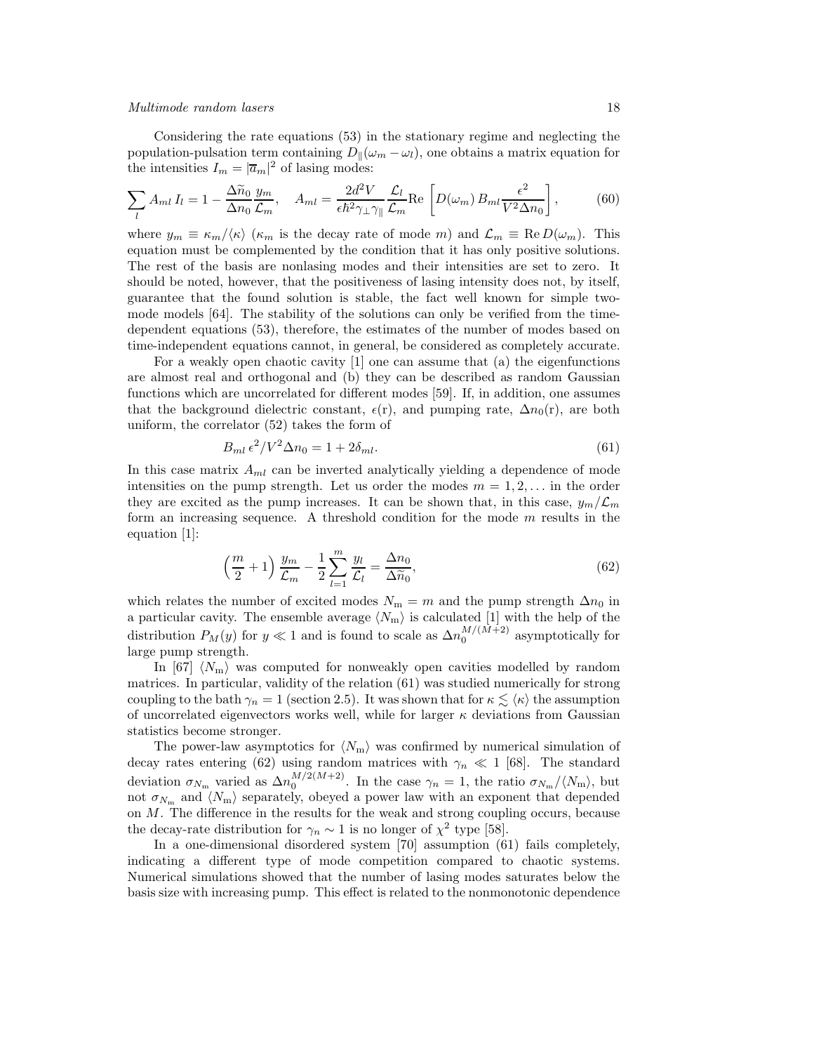Considering the rate equations (53) in the stationary regime and neglecting the population-pulsation term containing $D_{\|}(\omega_m - \omega_l)$, one obtains a matrix equation for the intensities $I_m = |\overline{a}_m|^2$ of lasing modes:

$$\sum_l A_{ml}\, I_l = 1 - \frac{\Delta\widetilde{n}_0}{\Delta n_0}\frac{y_m}{\mathcal{L}_m}, \quad A_{ml} = \frac{2d^2 V}{\epsilon\hbar^2\gamma_\perp\gamma_\|}\frac{\mathcal{L}_l}{\mathcal{L}_m}\mathrm{Re}\left[D(\omega_m)\, B_{ml}\frac{\epsilon^2}{V^2\Delta n_0}\right], \tag{60}$$

where $y_m \equiv \kappa_m/\langle\kappa\rangle$ ($\kappa_m$ is the decay rate of mode $m$) and $\mathcal{L}_m \equiv \mathrm{Re}\, D(\omega_m)$. This equation must be complemented by the condition that it has only positive solutions. The rest of the basis are nonlasing modes and their intensities are set to zero. It should be noted, however, that the positiveness of lasing intensity does not, by itself, guarantee that the found solution is stable, the fact well known for simple two-mode models [64]. The stability of the solutions can only be verified from the time-dependent equations (53), therefore, the estimates of the number of modes based on time-independent equations cannot, in general, be considered as completely accurate.

For a weakly open chaotic cavity [1] one can assume that (a) the eigenfunctions are almost real and orthogonal and (b) they can be described as random Gaussian functions which are uncorrelated for different modes [59]. If, in addition, one assumes that the background dielectric constant, $\epsilon(\mathrm{r})$, and pumping rate, $\Delta n_0(\mathrm{r})$, are both uniform, the correlator (52) takes the form of

$$B_{ml}\,\epsilon^2/V^2\Delta n_0 = 1 + 2\delta_{ml}. \tag{61}$$

In this case matrix $A_{ml}$ can be inverted analytically yielding a dependence of mode intensities on the pump strength. Let us order the modes $m = 1, 2, \ldots$ in the order they are excited as the pump increases. It can be shown that, in this case, $y_m/\mathcal{L}_m$ form an increasing sequence. A threshold condition for the mode $m$ results in the equation [1]:

$$\left(\frac{m}{2} + 1\right)\frac{y_m}{\mathcal{L}_m} - \frac{1}{2}\sum_{l=1}^{m}\frac{y_l}{\mathcal{L}_l} = \frac{\Delta n_0}{\Delta\widetilde{n}_0}, \tag{62}$$

which relates the number of excited modes $N_{\mathrm{m}} = m$ and the pump strength $\Delta n_0$ in a particular cavity. The ensemble average $\langle N_{\mathrm{m}}\rangle$ is calculated [1] with the help of the distribution $P_M(y)$ for $y \ll 1$ and is found to scale as $\Delta n_0^{M/(M+2)}$ asymptotically for large pump strength.

In [67] $\langle N_{\mathrm{m}}\rangle$ was computed for nonweakly open cavities modelled by random matrices. In particular, validity of the relation (61) was studied numerically for strong coupling to the bath $\gamma_n = 1$ (section 2.5). It was shown that for $\kappa \lesssim \langle\kappa\rangle$ the assumption of uncorrelated eigenvectors works well, while for larger $\kappa$ deviations from Gaussian statistics become stronger.

The power-law asymptotics for $\langle N_{\mathrm{m}}\rangle$ was confirmed by numerical simulation of decay rates entering (62) using random matrices with $\gamma_n \ll 1$ [68]. The standard deviation $\sigma_{N_{\mathrm{m}}}$ varied as $\Delta n_0^{M/2(M+2)}$. In the case $\gamma_n = 1$, the ratio $\sigma_{N_{\mathrm{m}}}/\langle N_{\mathrm{m}}\rangle$, but not $\sigma_{N_{\mathrm{m}}}$ and $\langle N_{\mathrm{m}}\rangle$ separately, obeyed a power law with an exponent that depended on $M$. The difference in the results for the weak and strong coupling occurs, because the decay-rate distribution for $\gamma_n \sim 1$ is no longer of $\chi^2$ type [58].

In a one-dimensional disordered system [70] assumption (61) fails completely, indicating a different type of mode competition compared to chaotic systems. Numerical simulations showed that the number of lasing modes saturates below the basis size with increasing pump. This effect is related to the nonmonotonic dependence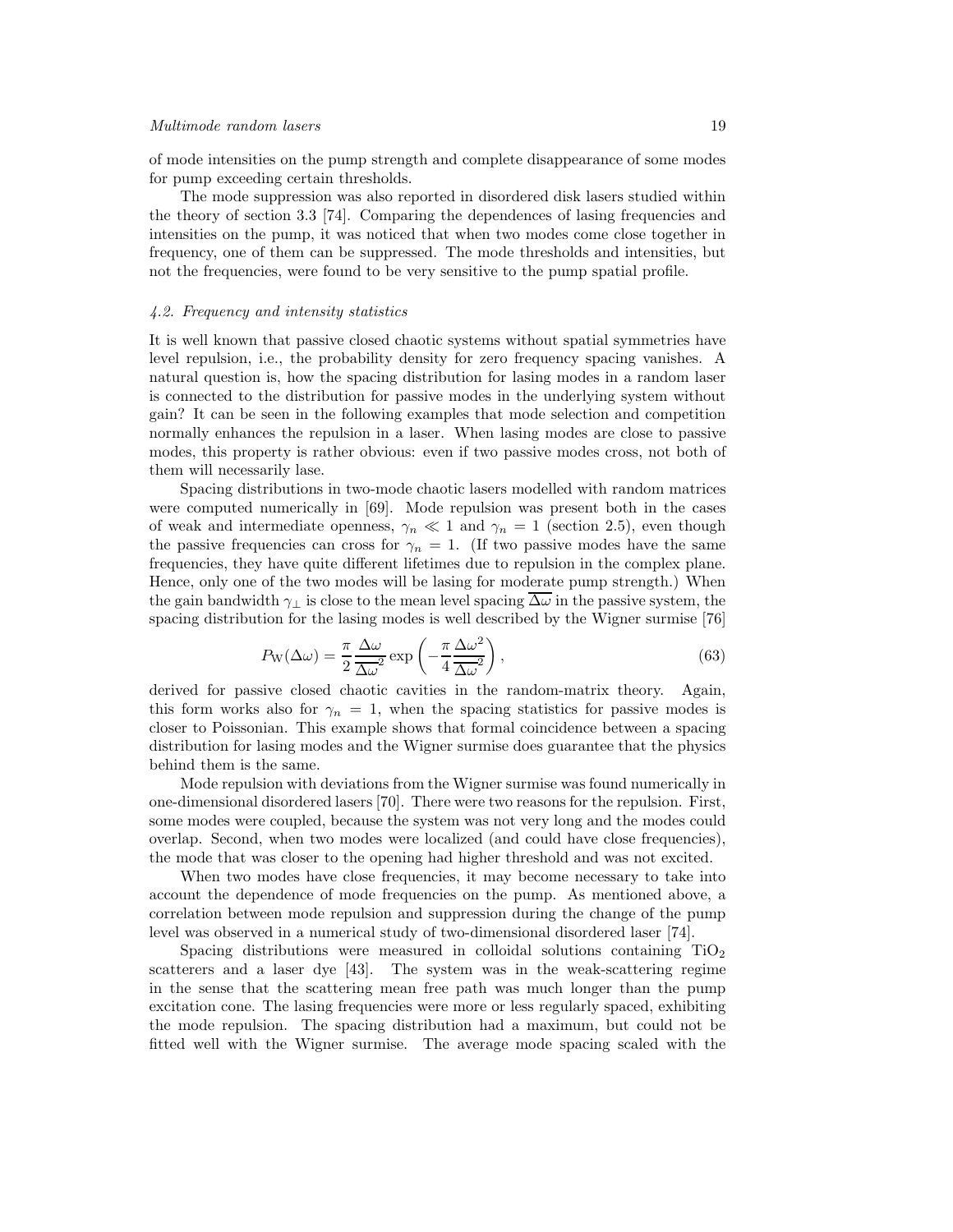of mode intensities on the pump strength and complete disappearance of some modes for pump exceeding certain thresholds.

The mode suppression was also reported in disordered disk lasers studied within the theory of section 3.3 [74]. Comparing the dependences of lasing frequencies and intensities on the pump, it was noticed that when two modes come close together in frequency, one of them can be suppressed. The mode thresholds and intensities, but not the frequencies, were found to be very sensitive to the pump spatial profile.

### *4.2. Frequency and intensity statistics*

It is well known that passive closed chaotic systems without spatial symmetries have level repulsion, i.e., the probability density for zero frequency spacing vanishes. A natural question is, how the spacing distribution for lasing modes in a random laser is connected to the distribution for passive modes in the underlying system without gain? It can be seen in the following examples that mode selection and competition normally enhances the repulsion in a laser. When lasing modes are close to passive modes, this property is rather obvious: even if two passive modes cross, not both of them will necessarily lase.

Spacing distributions in two-mode chaotic lasers modelled with random matrices were computed numerically in [69]. Mode repulsion was present both in the cases of weak and intermediate openness, $\gamma_n \ll 1$ and $\gamma_n = 1$ (section 2.5), even though the passive frequencies can cross for $\gamma_n = 1$. (If two passive modes have the same frequencies, they have quite different lifetimes due to repulsion in the complex plane. Hence, only one of the two modes will be lasing for moderate pump strength.) When the gain bandwidth $\gamma_\perp$ is close to the mean level spacing $\overline{\Delta\omega}$ in the passive system, the spacing distribution for the lasing modes is well described by the Wigner surmise [76]

$$P_{\rm W}(\Delta\omega) = \frac{\pi}{2}\frac{\Delta\omega}{\overline{\Delta\omega}^2}\exp\left(-\frac{\pi}{4}\frac{\Delta\omega^2}{\overline{\Delta\omega}^2}\right), \tag{63}$$

derived for passive closed chaotic cavities in the random-matrix theory. Again, this form works also for $\gamma_n = 1$, when the spacing statistics for passive modes is closer to Poissonian. This example shows that formal coincidence between a spacing distribution for lasing modes and the Wigner surmise does guarantee that the physics behind them is the same.

Mode repulsion with deviations from the Wigner surmise was found numerically in one-dimensional disordered lasers [70]. There were two reasons for the repulsion. First, some modes were coupled, because the system was not very long and the modes could overlap. Second, when two modes were localized (and could have close frequencies), the mode that was closer to the opening had higher threshold and was not excited.

When two modes have close frequencies, it may become necessary to take into account the dependence of mode frequencies on the pump. As mentioned above, a correlation between mode repulsion and suppression during the change of the pump level was observed in a numerical study of two-dimensional disordered laser [74].

Spacing distributions were measured in colloidal solutions containing $TiO_2$ scatterers and a laser dye [43]. The system was in the weak-scattering regime in the sense that the scattering mean free path was much longer than the pump excitation cone. The lasing frequencies were more or less regularly spaced, exhibiting the mode repulsion. The spacing distribution had a maximum, but could not be fitted well with the Wigner surmise. The average mode spacing scaled with the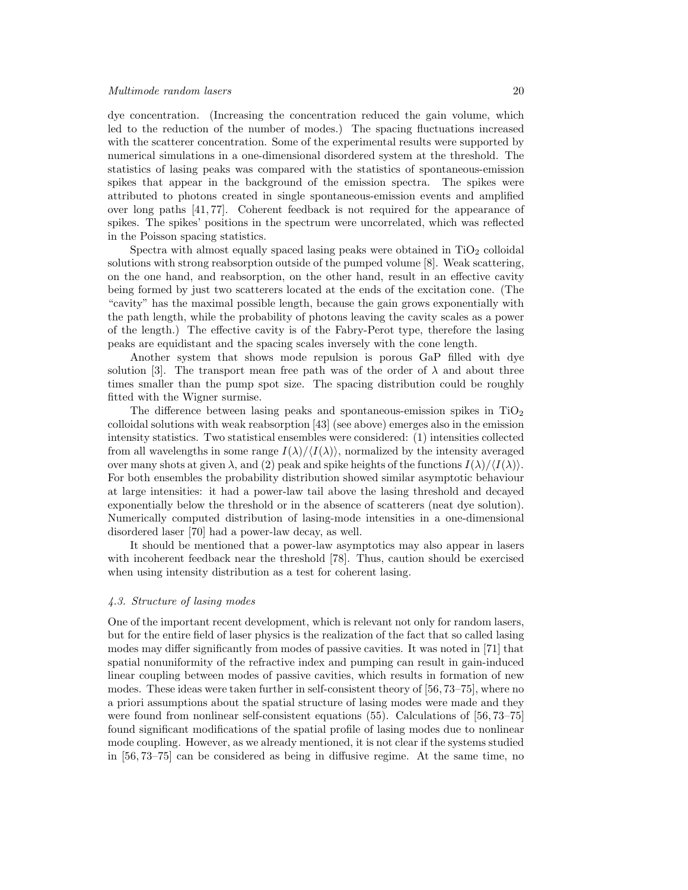dye concentration. (Increasing the concentration reduced the gain volume, which led to the reduction of the number of modes.) The spacing fluctuations increased with the scatterer concentration. Some of the experimental results were supported by numerical simulations in a one-dimensional disordered system at the threshold. The statistics of lasing peaks was compared with the statistics of spontaneous-emission spikes that appear in the background of the emission spectra. The spikes were attributed to photons created in single spontaneous-emission events and amplified over long paths [41, 77]. Coherent feedback is not required for the appearance of spikes. The spikes' positions in the spectrum were uncorrelated, which was reflected in the Poisson spacing statistics.

Spectra with almost equally spaced lasing peaks were obtained in $TiO_2$ colloidal solutions with strong reabsorption outside of the pumped volume [8]. Weak scattering, on the one hand, and reabsorption, on the other hand, result in an effective cavity being formed by just two scatterers located at the ends of the excitation cone. (The "cavity" has the maximal possible length, because the gain grows exponentially with the path length, while the probability of photons leaving the cavity scales as a power of the length.) The effective cavity is of the Fabry-Perot type, therefore the lasing peaks are equidistant and the spacing scales inversely with the cone length.

Another system that shows mode repulsion is porous GaP filled with dye solution [3]. The transport mean free path was of the order of $\lambda$ and about three times smaller than the pump spot size. The spacing distribution could be roughly fitted with the Wigner surmise.

The difference between lasing peaks and spontaneous-emission spikes in $TiO_2$ colloidal solutions with weak reabsorption [43] (see above) emerges also in the emission intensity statistics. Two statistical ensembles were considered: (1) intensities collected from all wavelengths in some range $I(\lambda)/\langle I(\lambda)\rangle$, normalized by the intensity averaged over many shots at given $\lambda$, and (2) peak and spike heights of the functions $I(\lambda)/\langle I(\lambda)\rangle$. For both ensembles the probability distribution showed similar asymptotic behaviour at large intensities: it had a power-law tail above the lasing threshold and decayed exponentially below the threshold or in the absence of scatterers (neat dye solution). Numerically computed distribution of lasing-mode intensities in a one-dimensional disordered laser [70] had a power-law decay, as well.

It should be mentioned that a power-law asymptotics may also appear in lasers with incoherent feedback near the threshold [78]. Thus, caution should be exercised when using intensity distribution as a test for coherent lasing.

### *4.3. Structure of lasing modes*

One of the important recent development, which is relevant not only for random lasers, but for the entire field of laser physics is the realization of the fact that so called lasing modes may differ significantly from modes of passive cavities. It was noted in [71] that spatial nonuniformity of the refractive index and pumping can result in gain-induced linear coupling between modes of passive cavities, which results in formation of new modes. These ideas were taken further in self-consistent theory of [56, 73–75], where no a priori assumptions about the spatial structure of lasing modes were made and they were found from nonlinear self-consistent equations (55). Calculations of [56, 73–75] found significant modifications of the spatial profile of lasing modes due to nonlinear mode coupling. However, as we already mentioned, it is not clear if the systems studied in [56, 73–75] can be considered as being in diffusive regime. At the same time, no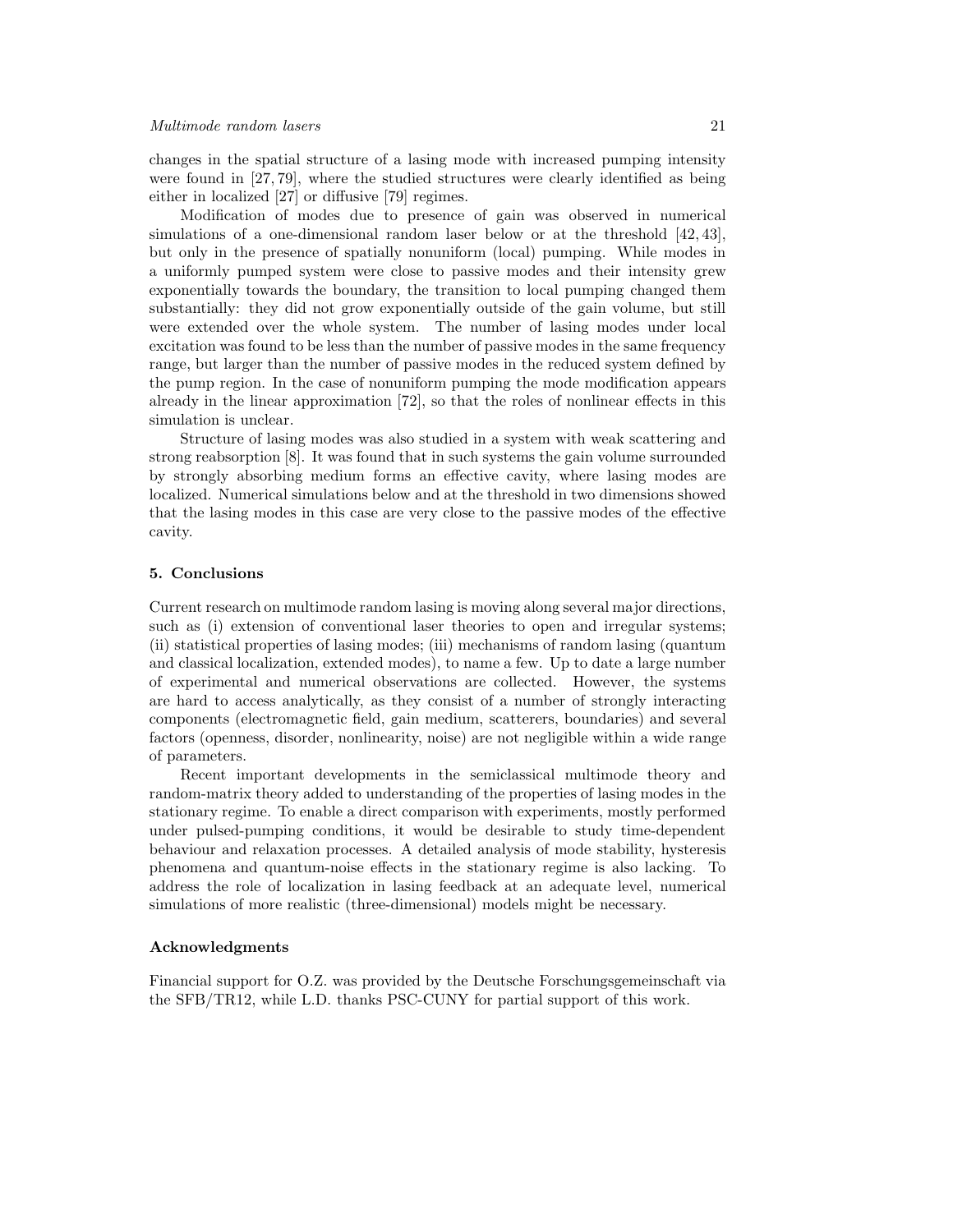changes in the spatial structure of a lasing mode with increased pumping intensity were found in [27, 79], where the studied structures were clearly identified as being either in localized [27] or diffusive [79] regimes.

Modification of modes due to presence of gain was observed in numerical simulations of a one-dimensional random laser below or at the threshold [42, 43], but only in the presence of spatially nonuniform (local) pumping. While modes in a uniformly pumped system were close to passive modes and their intensity grew exponentially towards the boundary, the transition to local pumping changed them substantially: they did not grow exponentially outside of the gain volume, but still were extended over the whole system. The number of lasing modes under local excitation was found to be less than the number of passive modes in the same frequency range, but larger than the number of passive modes in the reduced system defined by the pump region. In the case of nonuniform pumping the mode modification appears already in the linear approximation [72], so that the roles of nonlinear effects in this simulation is unclear.

Structure of lasing modes was also studied in a system with weak scattering and strong reabsorption [8]. It was found that in such systems the gain volume surrounded by strongly absorbing medium forms an effective cavity, where lasing modes are localized. Numerical simulations below and at the threshold in two dimensions showed that the lasing modes in this case are very close to the passive modes of the effective cavity.

## 5. Conclusions

Current research on multimode random lasing is moving along several major directions, such as (i) extension of conventional laser theories to open and irregular systems; (ii) statistical properties of lasing modes; (iii) mechanisms of random lasing (quantum and classical localization, extended modes), to name a few. Up to date a large number of experimental and numerical observations are collected. However, the systems are hard to access analytically, as they consist of a number of strongly interacting components (electromagnetic field, gain medium, scatterers, boundaries) and several factors (openness, disorder, nonlinearity, noise) are not negligible within a wide range of parameters.

Recent important developments in the semiclassical multimode theory and random-matrix theory added to understanding of the properties of lasing modes in the stationary regime. To enable a direct comparison with experiments, mostly performed under pulsed-pumping conditions, it would be desirable to study time-dependent behaviour and relaxation processes. A detailed analysis of mode stability, hysteresis phenomena and quantum-noise effects in the stationary regime is also lacking. To address the role of localization in lasing feedback at an adequate level, numerical simulations of more realistic (three-dimensional) models might be necessary.

## Acknowledgments

Financial support for O.Z. was provided by the Deutsche Forschungsgemeinschaft via the SFB/TR12, while L.D. thanks PSC-CUNY for partial support of this work.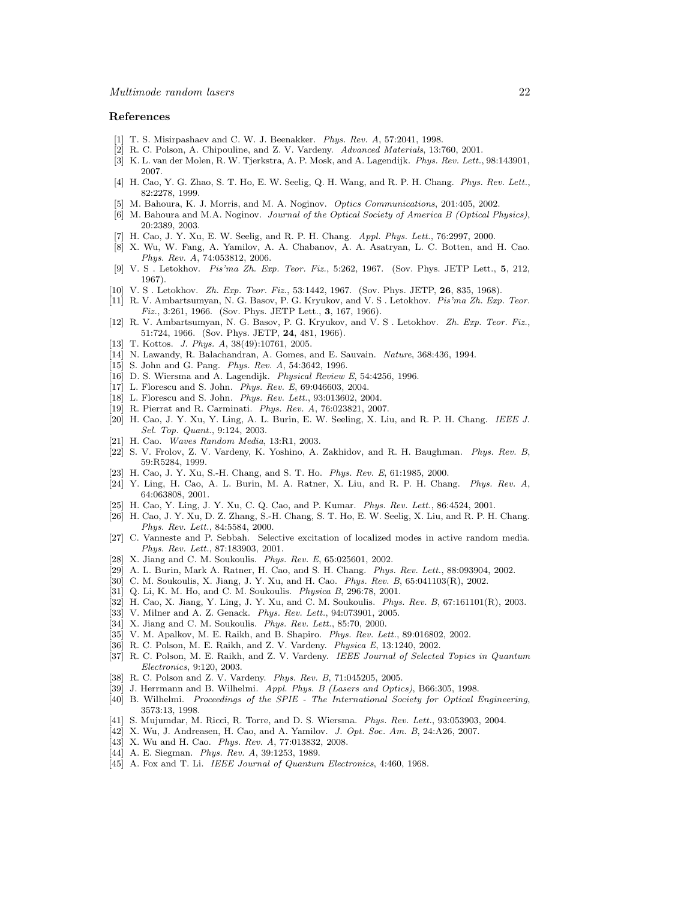## References

[1] T. S. Misirpashaev and C. W. J. Beenakker. *Phys. Rev. A*, 57:2041, 1998.

[2] R. C. Polson, A. Chipouline, and Z. V. Vardeny. *Advanced Materials*, 13:760, 2001.

[3] K. L. van der Molen, R. W. Tjerkstra, A. P. Mosk, and A. Lagendijk. *Phys. Rev. Lett.*, 98:143901, 2007.

[4] H. Cao, Y. G. Zhao, S. T. Ho, E. W. Seelig, Q. H. Wang, and R. P. H. Chang. *Phys. Rev. Lett.*, 82:2278, 1999.

[5] M. Bahoura, K. J. Morris, and M. A. Noginov. *Optics Communications*, 201:405, 2002.

[6] M. Bahoura and M.A. Noginov. *Journal of the Optical Society of America B (Optical Physics)*, 20:2389, 2003.

[7] H. Cao, J. Y. Xu, E. W. Seelig, and R. P. H. Chang. *Appl. Phys. Lett.*, 76:2997, 2000.

[8] X. Wu, W. Fang, A. Yamilov, A. A. Chabanov, A. A. Asatryan, L. C. Botten, and H. Cao. *Phys. Rev. A*, 74:053812, 2006.

[9] V. S . Letokhov. *Pis'ma Zh. Exp. Teor. Fiz.*, 5:262, 1967. (Sov. Phys. JETP Lett., **5**, 212, 1967).

[10] V. S . Letokhov. *Zh. Exp. Teor. Fiz.*, 53:1442, 1967. (Sov. Phys. JETP, **26**, 835, 1968).

[11] R. V. Ambartsumyan, N. G. Basov, P. G. Kryukov, and V. S . Letokhov. *Pis'ma Zh. Exp. Teor. Fiz.*, 3:261, 1966. (Sov. Phys. JETP Lett., **3**, 167, 1966).

[12] R. V. Ambartsumyan, N. G. Basov, P. G. Kryukov, and V. S . Letokhov. *Zh. Exp. Teor. Fiz.*, 51:724, 1966. (Sov. Phys. JETP, **24**, 481, 1966).

[13] T. Kottos. *J. Phys. A*, 38(49):10761, 2005.

[14] N. Lawandy, R. Balachandran, A. Gomes, and E. Sauvain. *Nature*, 368:436, 1994.

[15] S. John and G. Pang. *Phys. Rev. A*, 54:3642, 1996.

[16] D. S. Wiersma and A. Lagendijk. *Physical Review E*, 54:4256, 1996.

[17] L. Florescu and S. John. *Phys. Rev. E*, 69:046603, 2004.

[18] L. Florescu and S. John. *Phys. Rev. Lett.*, 93:013602, 2004.

[19] R. Pierrat and R. Carminati. *Phys. Rev. A*, 76:023821, 2007.

[20] H. Cao, J. Y. Xu, Y. Ling, A. L. Burin, E. W. Seeling, X. Liu, and R. P. H. Chang. *IEEE J. Sel. Top. Quant.*, 9:124, 2003.

[21] H. Cao. *Waves Random Media*, 13:R1, 2003.

[22] S. V. Frolov, Z. V. Vardeny, K. Yoshino, A. Zakhidov, and R. H. Baughman. *Phys. Rev. B*, 59:R5284, 1999.

[23] H. Cao, J. Y. Xu, S.-H. Chang, and S. T. Ho. *Phys. Rev. E*, 61:1985, 2000.

[24] Y. Ling, H. Cao, A. L. Burin, M. A. Ratner, X. Liu, and R. P. H. Chang. *Phys. Rev. A*, 64:063808, 2001.

[25] H. Cao, Y. Ling, J. Y. Xu, C. Q. Cao, and P. Kumar. *Phys. Rev. Lett.*, 86:4524, 2001.

[26] H. Cao, J. Y. Xu, D. Z. Zhang, S.-H. Chang, S. T. Ho, E. W. Seelig, X. Liu, and R. P. H. Chang. *Phys. Rev. Lett.*, 84:5584, 2000.

[27] C. Vanneste and P. Sebbah. Selective excitation of localized modes in active random media. *Phys. Rev. Lett.*, 87:183903, 2001.

[28] X. Jiang and C. M. Soukoulis. *Phys. Rev. E*, 65:025601, 2002.

[29] A. L. Burin, Mark A. Ratner, H. Cao, and S. H. Chang. *Phys. Rev. Lett.*, 88:093904, 2002.

[30] C. M. Soukoulis, X. Jiang, J. Y. Xu, and H. Cao. *Phys. Rev. B*, 65:041103(R), 2002.

[31] Q. Li, K. M. Ho, and C. M. Soukoulis. *Physica B*, 296:78, 2001.

[32] H. Cao, X. Jiang, Y. Ling, J. Y. Xu, and C. M. Soukoulis. *Phys. Rev. B*, 67:161101(R), 2003.

[33] V. Milner and A. Z. Genack. *Phys. Rev. Lett.*, 94:073901, 2005.

[34] X. Jiang and C. M. Soukoulis. *Phys. Rev. Lett.*, 85:70, 2000.

[35] V. M. Apalkov, M. E. Raikh, and B. Shapiro. *Phys. Rev. Lett.*, 89:016802, 2002.

[36] R. C. Polson, M. E. Raikh, and Z. V. Vardeny. *Physica E*, 13:1240, 2002.

[37] R. C. Polson, M. E. Raikh, and Z. V. Vardeny. *IEEE Journal of Selected Topics in Quantum Electronics*, 9:120, 2003.

[38] R. C. Polson and Z. V. Vardeny. *Phys. Rev. B*, 71:045205, 2005.

[39] J. Herrmann and B. Wilhelmi. *Appl. Phys. B (Lasers and Optics)*, B66:305, 1998.

[40] B. Wilhelmi. *Proceedings of the SPIE - The International Society for Optical Engineering*, 3573:13, 1998.

[41] S. Mujumdar, M. Ricci, R. Torre, and D. S. Wiersma. *Phys. Rev. Lett.*, 93:053903, 2004.

[42] X. Wu, J. Andreasen, H. Cao, and A. Yamilov. *J. Opt. Soc. Am. B*, 24:A26, 2007.

[43] X. Wu and H. Cao. *Phys. Rev. A*, 77:013832, 2008.

[44] A. E. Siegman. *Phys. Rev. A*, 39:1253, 1989.

[45] A. Fox and T. Li. *IEEE Journal of Quantum Electronics*, 4:460, 1968.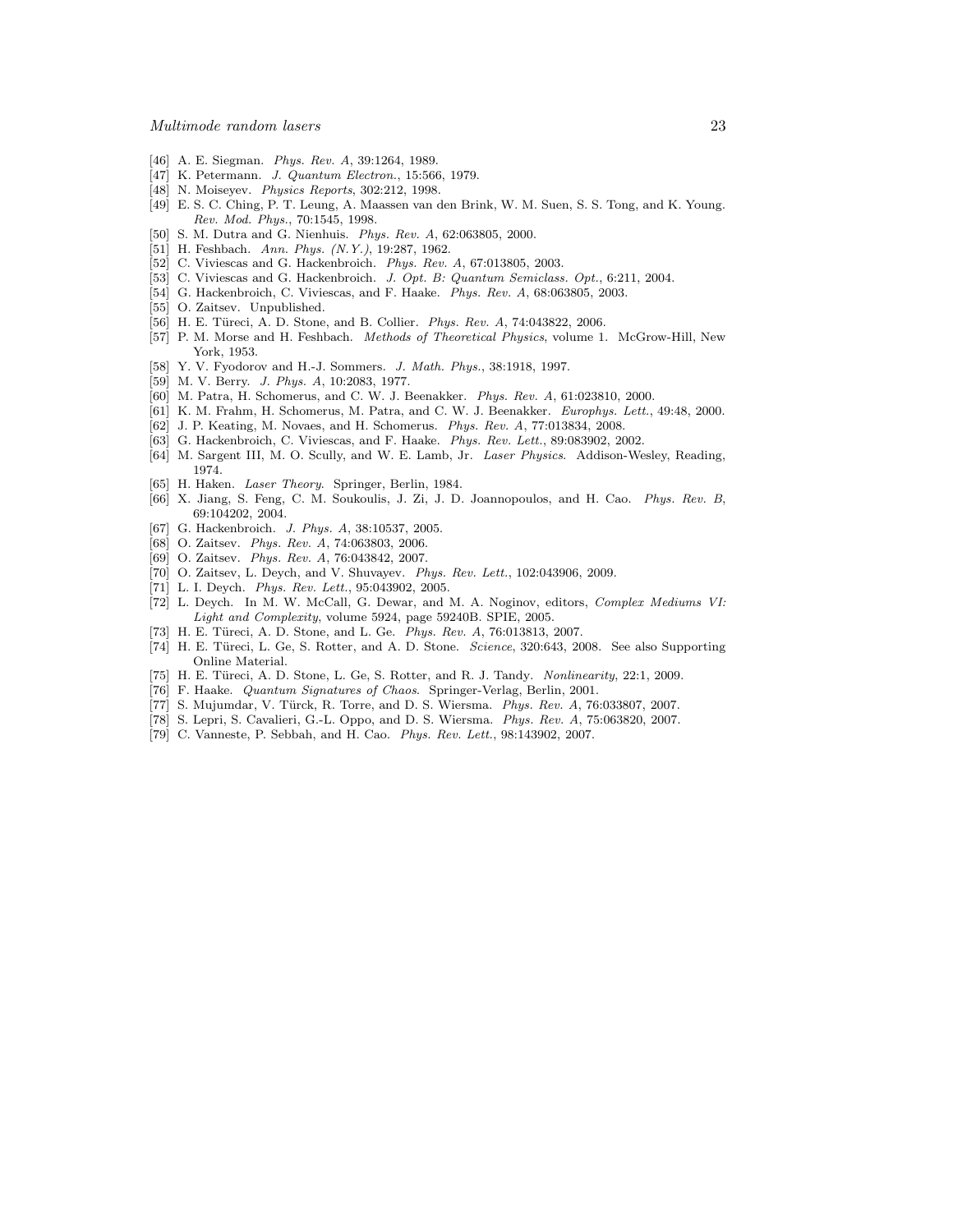[46] A. E. Siegman. *Phys. Rev. A*, 39:1264, 1989.
[47] K. Petermann. *J. Quantum Electron.*, 15:566, 1979.
[48] N. Moiseyev. *Physics Reports*, 302:212, 1998.
[49] E. S. C. Ching, P. T. Leung, A. Maassen van den Brink, W. M. Suen, S. S. Tong, and K. Young. *Rev. Mod. Phys.*, 70:1545, 1998.
[50] S. M. Dutra and G. Nienhuis. *Phys. Rev. A*, 62:063805, 2000.
[51] H. Feshbach. *Ann. Phys. (N.Y.)*, 19:287, 1962.
[52] C. Viviescas and G. Hackenbroich. *Phys. Rev. A*, 67:013805, 2003.
[53] C. Viviescas and G. Hackenbroich. *J. Opt. B: Quantum Semiclass. Opt.*, 6:211, 2004.
[54] G. Hackenbroich, C. Viviescas, and F. Haake. *Phys. Rev. A*, 68:063805, 2003.
[55] O. Zaitsev. Unpublished.
[56] H. E. Türeci, A. D. Stone, and B. Collier. *Phys. Rev. A*, 74:043822, 2006.
[57] P. M. Morse and H. Feshbach. *Methods of Theoretical Physics*, volume 1. McGrow-Hill, New York, 1953.
[58] Y. V. Fyodorov and H.-J. Sommers. *J. Math. Phys.*, 38:1918, 1997.
[59] M. V. Berry. *J. Phys. A*, 10:2083, 1977.
[60] M. Patra, H. Schomerus, and C. W. J. Beenakker. *Phys. Rev. A*, 61:023810, 2000.
[61] K. M. Frahm, H. Schomerus, M. Patra, and C. W. J. Beenakker. *Europhys. Lett.*, 49:48, 2000.
[62] J. P. Keating, M. Novaes, and H. Schomerus. *Phys. Rev. A*, 77:013834, 2008.
[63] G. Hackenbroich, C. Viviescas, and F. Haake. *Phys. Rev. Lett.*, 89:083902, 2002.
[64] M. Sargent III, M. O. Scully, and W. E. Lamb, Jr. *Laser Physics*. Addison-Wesley, Reading, 1974.
[65] H. Haken. *Laser Theory*. Springer, Berlin, 1984.
[66] X. Jiang, S. Feng, C. M. Soukoulis, J. Zi, J. D. Joannopoulos, and H. Cao. *Phys. Rev. B*, 69:104202, 2004.
[67] G. Hackenbroich. *J. Phys. A*, 38:10537, 2005.
[68] O. Zaitsev. *Phys. Rev. A*, 74:063803, 2006.
[69] O. Zaitsev. *Phys. Rev. A*, 76:043842, 2007.
[70] O. Zaitsev, L. Deych, and V. Shuvayev. *Phys. Rev. Lett.*, 102:043906, 2009.
[71] L. I. Deych. *Phys. Rev. Lett.*, 95:043902, 2005.
[72] L. Deych. In M. W. McCall, G. Dewar, and M. A. Noginov, editors, *Complex Mediums VI: Light and Complexity*, volume 5924, page 59240B. SPIE, 2005.
[73] H. E. Türeci, A. D. Stone, and L. Ge. *Phys. Rev. A*, 76:013813, 2007.
[74] H. E. Türeci, L. Ge, S. Rotter, and A. D. Stone. *Science*, 320:643, 2008. See also Supporting Online Material.
[75] H. E. Türeci, A. D. Stone, L. Ge, S. Rotter, and R. J. Tandy. *Nonlinearity*, 22:1, 2009.
[76] F. Haake. *Quantum Signatures of Chaos*. Springer-Verlag, Berlin, 2001.
[77] S. Mujumdar, V. Türck, R. Torre, and D. S. Wiersma. *Phys. Rev. A*, 76:033807, 2007.
[78] S. Lepri, S. Cavalieri, G.-L. Oppo, and D. S. Wiersma. *Phys. Rev. A*, 75:063820, 2007.
[79] C. Vanneste, P. Sebbah, and H. Cao. *Phys. Rev. Lett.*, 98:143902, 2007.